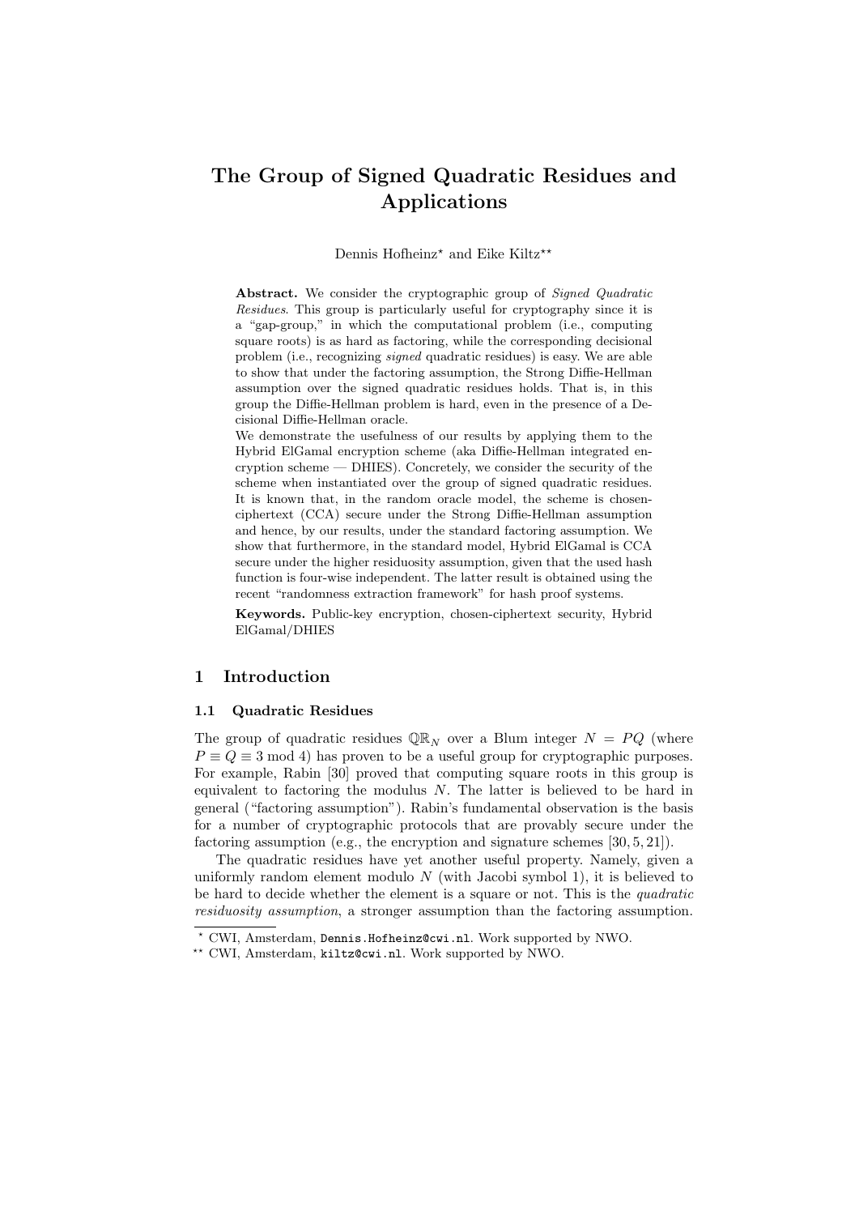# The Group of Signed Quadratic Residues and Applications

Dennis Hofheinz[⋆] and Eike Kiltz[⋆⋆]

**Abstract.** We consider the cryptographic group of *Signed Quadratic Residues*. This group is particularly useful for cryptography since it is a "gap-group," in which the computational problem (i.e., computing square roots) is as hard as factoring, while the corresponding decisional problem (i.e., recognizing *signed* quadratic residues) is easy. We are able to show that under the factoring assumption, the Strong Diffie-Hellman assumption over the signed quadratic residues holds. That is, in this group the Diffie-Hellman problem is hard, even in the presence of a Decisional Diffie-Hellman oracle.

We demonstrate the usefulness of our results by applying them to the Hybrid ElGamal encryption scheme (aka Diffie-Hellman integrated encryption scheme — DHIES). Concretely, we consider the security of the scheme when instantiated over the group of signed quadratic residues. It is known that, in the random oracle model, the scheme is chosen-ciphertext (CCA) secure under the Strong Diffie-Hellman assumption and hence, by our results, under the standard factoring assumption. We show that furthermore, in the standard model, Hybrid ElGamal is CCA secure under the higher residuosity assumption, given that the used hash function is four-wise independent. The latter result is obtained using the recent "randomness extraction framework" for hash proof systems.

**Keywords.** Public-key encryption, chosen-ciphertext security, Hybrid ElGamal/DHIES

## 1 Introduction

### 1.1 Quadratic Residues

The group of quadratic residues $\mathbb{QR}_N$ over a Blum integer $N = PQ$ (where $P \equiv Q \equiv 3 \bmod 4$) has proven to be a useful group for cryptographic purposes. For example, Rabin [30] proved that computing square roots in this group is equivalent to factoring the modulus $N$. The latter is believed to be hard in general ("factoring assumption"). Rabin's fundamental observation is the basis for a number of cryptographic protocols that are provably secure under the factoring assumption (e.g., the encryption and signature schemes [30, 5, 21]).

The quadratic residues have yet another useful property. Namely, given a uniformly random element modulo $N$ (with Jacobi symbol 1), it is believed to be hard to decide whether the element is a square or not. This is the *quadratic residuosity assumption*, a stronger assumption than the factoring assumption.

[⋆] CWI, Amsterdam, Dennis.Hofheinz@cwi.nl. Work supported by NWO.

[⋆⋆] CWI, Amsterdam, kiltz@cwi.nl. Work supported by NWO.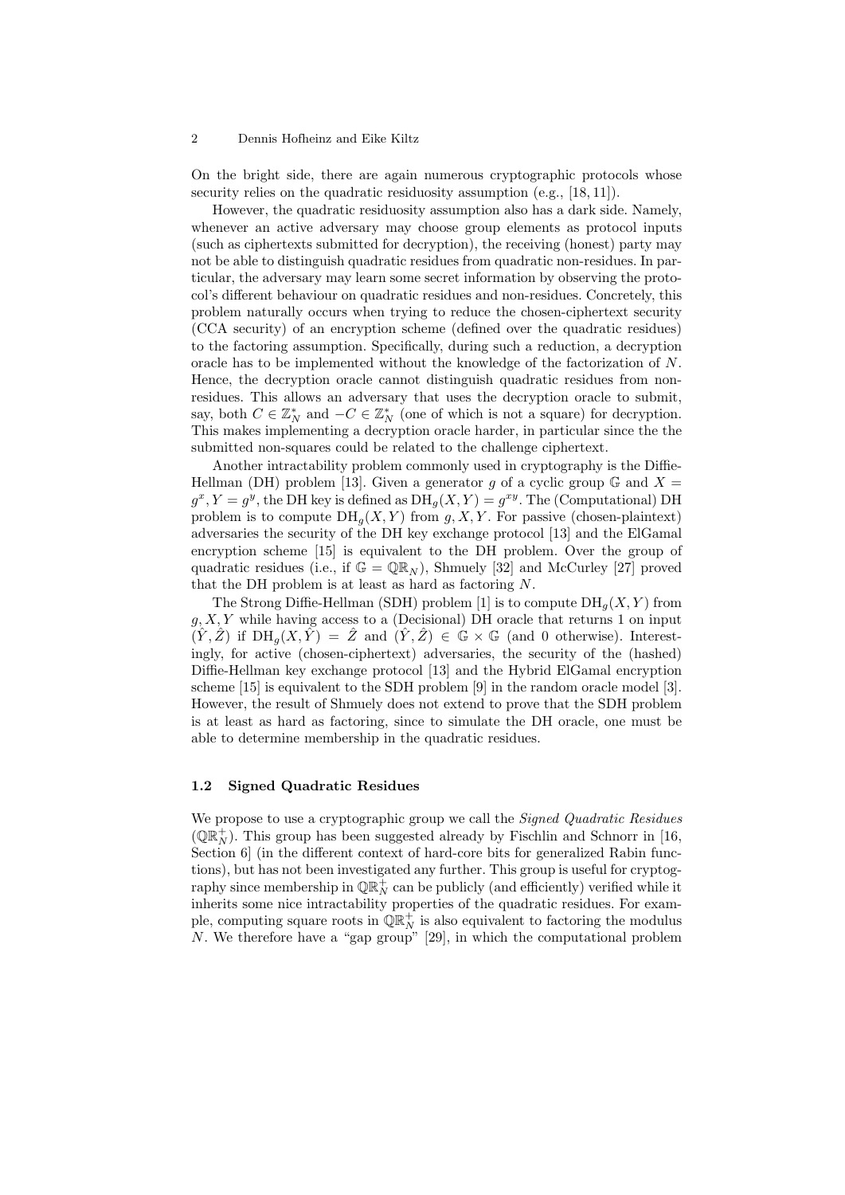On the bright side, there are again numerous cryptographic protocols whose security relies on the quadratic residuosity assumption (e.g., [18, 11]).

However, the quadratic residuosity assumption also has a dark side. Namely, whenever an active adversary may choose group elements as protocol inputs (such as ciphertexts submitted for decryption), the receiving (honest) party may not be able to distinguish quadratic residues from quadratic non-residues. In particular, the adversary may learn some secret information by observing the protocol's different behaviour on quadratic residues and non-residues. Concretely, this problem naturally occurs when trying to reduce the chosen-ciphertext security (CCA security) of an encryption scheme (defined over the quadratic residues) to the factoring assumption. Specifically, during such a reduction, a decryption oracle has to be implemented without the knowledge of the factorization of $N$. Hence, the decryption oracle cannot distinguish quadratic residues from non-residues. This allows an adversary that uses the decryption oracle to submit, say, both $C \in \mathbb{Z}_N^*$ and $-C \in \mathbb{Z}_N^*$ (one of which is not a square) for decryption. This makes implementing a decryption oracle harder, in particular since the the submitted non-squares could be related to the challenge ciphertext.

Another intractability problem commonly used in cryptography is the Diffie-Hellman (DH) problem [13]. Given a generator $g$ of a cyclic group $\mathbb{G}$ and $X = g^x, Y = g^y$, the DH key is defined as $\mathrm{DH}_g(X,Y) = g^{xy}$. The (Computational) DH problem is to compute $\mathrm{DH}_g(X,Y)$ from $g, X, Y$. For passive (chosen-plaintext) adversaries the security of the DH key exchange protocol [13] and the ElGamal encryption scheme [15] is equivalent to the DH problem. Over the group of quadratic residues (i.e., if $\mathbb{G} = \mathbb{QR}_N$), Shmuely [32] and McCurley [27] proved that the DH problem is at least as hard as factoring $N$.

The Strong Diffie-Hellman (SDH) problem [1] is to compute $\mathrm{DH}_g(X,Y)$ from $g, X, Y$ while having access to a (Decisional) DH oracle that returns 1 on input $(\hat{Y}, \hat{Z})$ if $\mathrm{DH}_g(X, \hat{Y}) = \hat{Z}$ and $(\hat{Y}, \hat{Z}) \in \mathbb{G} \times \mathbb{G}$ (and 0 otherwise). Interestingly, for active (chosen-ciphertext) adversaries, the security of the (hashed) Diffie-Hellman key exchange protocol [13] and the Hybrid ElGamal encryption scheme [15] is equivalent to the SDH problem [9] in the random oracle model [3]. However, the result of Shmuely does not extend to prove that the SDH problem is at least as hard as factoring, since to simulate the DH oracle, one must be able to determine membership in the quadratic residues.

### 1.2 Signed Quadratic Residues

We propose to use a cryptographic group we call the *Signed Quadratic Residues* ($\mathbb{QR}_N^+$). This group has been suggested already by Fischlin and Schnorr in [16, Section 6] (in the different context of hard-core bits for generalized Rabin functions), but has not been investigated any further. This group is useful for cryptography since membership in $\mathbb{QR}_N^+$ can be publicly (and efficiently) verified while it inherits some nice intractability properties of the quadratic residues. For example, computing square roots in $\mathbb{QR}_N^+$ is also equivalent to factoring the modulus $N$. We therefore have a "gap group" [29], in which the computational problem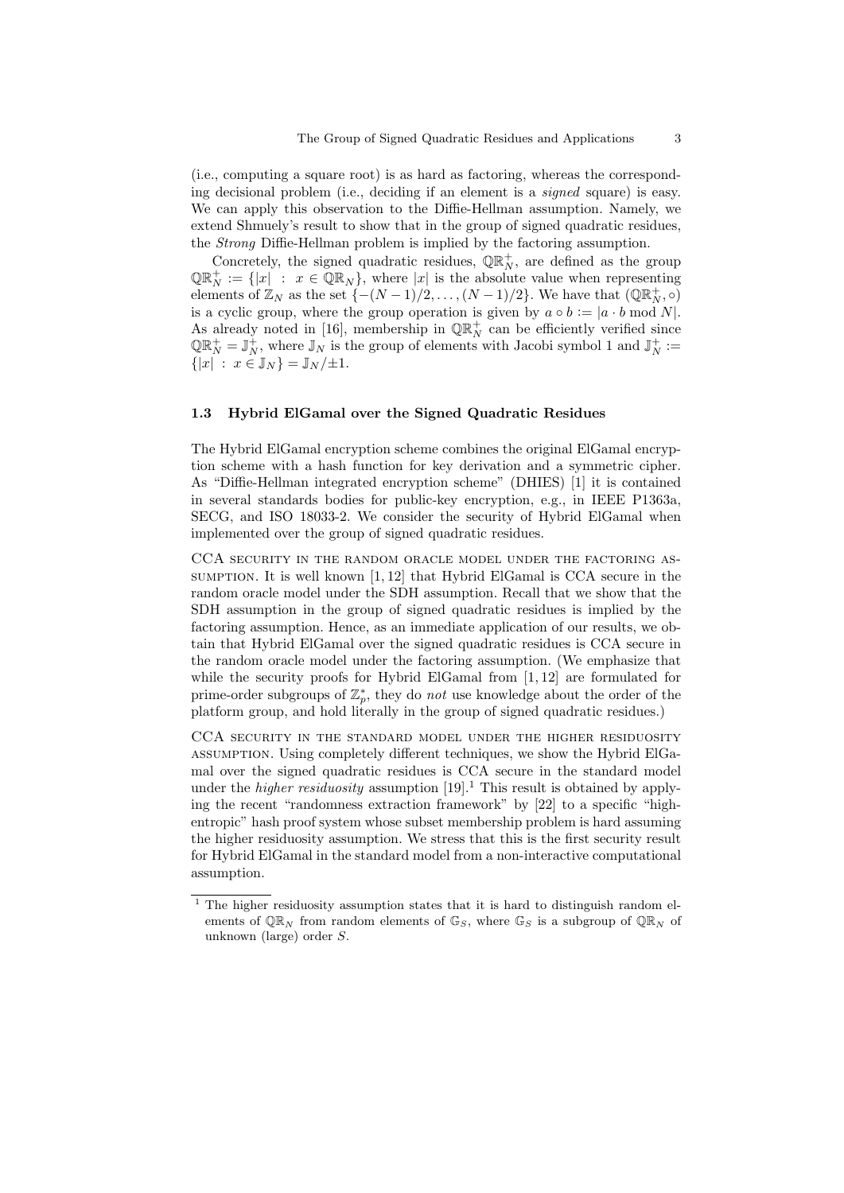(i.e., computing a square root) is as hard as factoring, whereas the corresponding decisional problem (i.e., deciding if an element is a *signed* square) is easy. We can apply this observation to the Diffie-Hellman assumption. Namely, we extend Shmuely's result to show that in the group of signed quadratic residues, the *Strong* Diffie-Hellman problem is implied by the factoring assumption.

Concretely, the signed quadratic residues, $\mathbb{QR}_N^+$, are defined as the group $\mathbb{QR}_N^+ := \{|x| \ : \ x \in \mathbb{QR}_N\}$, where $|x|$ is the absolute value when representing elements of $\mathbb{Z}_N$ as the set $\{-(N-1)/2, \ldots, (N-1)/2\}$. We have that $(\mathbb{QR}_N^+, \circ)$ is a cyclic group, where the group operation is given by $a \circ b := |a \cdot b \bmod N|$. As already noted in [16], membership in $\mathbb{QR}_N^+$ can be efficiently verified since $\mathbb{QR}_N^+ = \mathbb{J}_N^+$, where $\mathbb{J}_N$ is the group of elements with Jacobi symbol 1 and $\mathbb{J}_N^+ := \{|x| \ : \ x \in \mathbb{J}_N\} = \mathbb{J}_N/\pm 1$.

### 1.3 Hybrid ElGamal over the Signed Quadratic Residues

The Hybrid ElGamal encryption scheme combines the original ElGamal encryption scheme with a hash function for key derivation and a symmetric cipher. As "Diffie-Hellman integrated encryption scheme" (DHIES) [1] it is contained in several standards bodies for public-key encryption, e.g., in IEEE P1363a, SECG, and ISO 18033-2. We consider the security of Hybrid ElGamal when implemented over the group of signed quadratic residues.

CCA SECURITY IN THE RANDOM ORACLE MODEL UNDER THE FACTORING ASSUMPTION. It is well known [1, 12] that Hybrid ElGamal is CCA secure in the random oracle model under the SDH assumption. Recall that we show that the SDH assumption in the group of signed quadratic residues is implied by the factoring assumption. Hence, as an immediate application of our results, we obtain that Hybrid ElGamal over the signed quadratic residues is CCA secure in the random oracle model under the factoring assumption. (We emphasize that while the security proofs for Hybrid ElGamal from [1, 12] are formulated for prime-order subgroups of $\mathbb{Z}_p^*$, they do *not* use knowledge about the order of the platform group, and hold literally in the group of signed quadratic residues.)

CCA SECURITY IN THE STANDARD MODEL UNDER THE HIGHER RESIDUOSITY ASSUMPTION. Using completely different techniques, we show the Hybrid ElGamal over the signed quadratic residues is CCA secure in the standard model under the *higher residuosity* assumption [19].[1] This result is obtained by applying the recent "randomness extraction framework" by [22] to a specific "high-entropic" hash proof system whose subset membership problem is hard assuming the higher residuosity assumption. We stress that this is the first security result for Hybrid ElGamal in the standard model from a non-interactive computational assumption.

[1] The higher residuosity assumption states that it is hard to distinguish random elements of $\mathbb{QR}_N$ from random elements of $\mathbb{G}_S$, where $\mathbb{G}_S$ is a subgroup of $\mathbb{QR}_N$ of unknown (large) order $S$.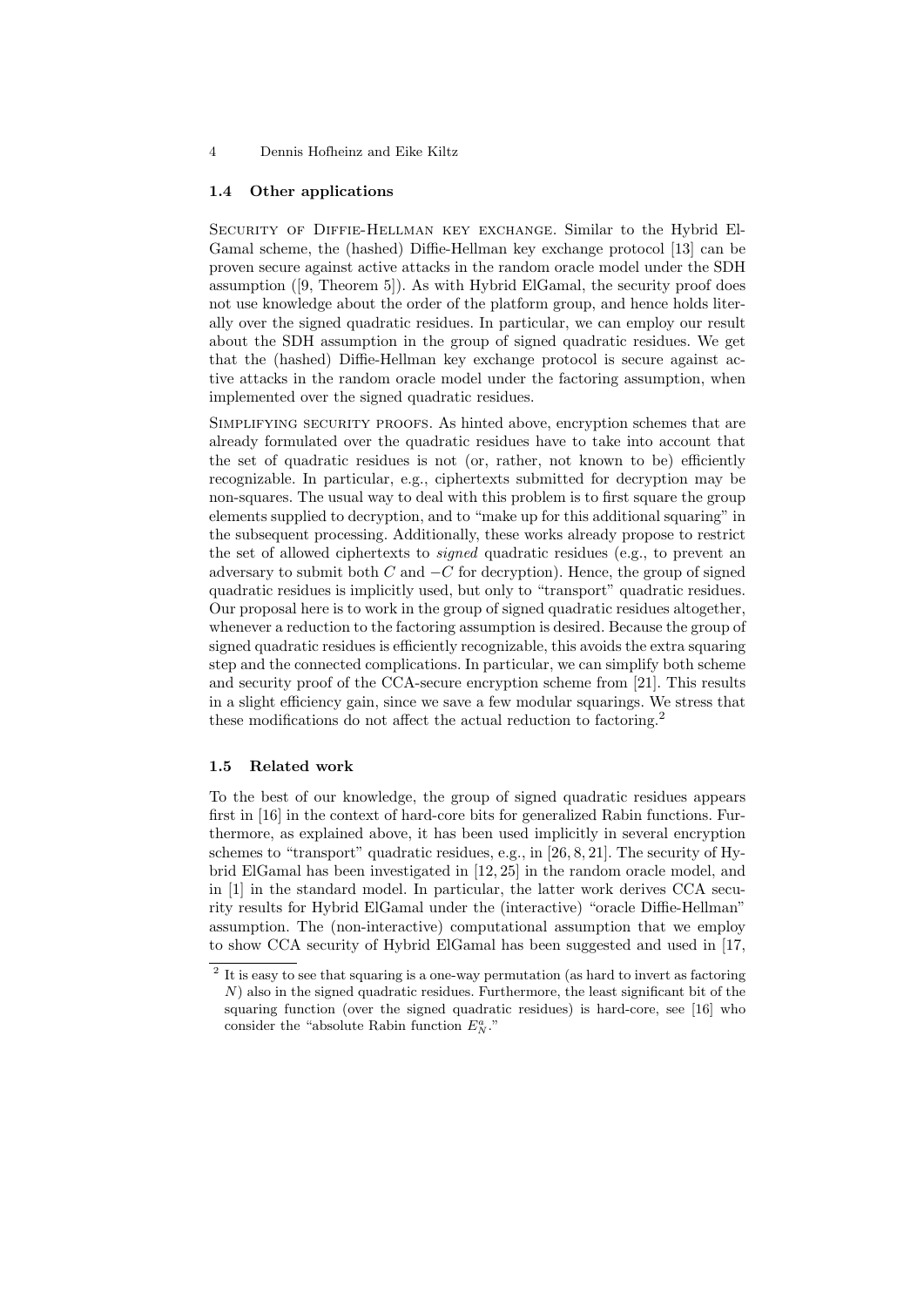### 1.4 Other applications

Security of Diffie-Hellman key exchange. Similar to the Hybrid ElGamal scheme, the (hashed) Diffie-Hellman key exchange protocol [13] can be proven secure against active attacks in the random oracle model under the SDH assumption ([9, Theorem 5]). As with Hybrid ElGamal, the security proof does not use knowledge about the order of the platform group, and hence holds literally over the signed quadratic residues. In particular, we can employ our result about the SDH assumption in the group of signed quadratic residues. We get that the (hashed) Diffie-Hellman key exchange protocol is secure against active attacks in the random oracle model under the factoring assumption, when implemented over the signed quadratic residues.

Simplifying security proofs. As hinted above, encryption schemes that are already formulated over the quadratic residues have to take into account that the set of quadratic residues is not (or, rather, not known to be) efficiently recognizable. In particular, e.g., ciphertexts submitted for decryption may be non-squares. The usual way to deal with this problem is to first square the group elements supplied to decryption, and to "make up for this additional squaring" in the subsequent processing. Additionally, these works already propose to restrict the set of allowed ciphertexts to *signed* quadratic residues (e.g., to prevent an adversary to submit both $C$ and $-C$ for decryption). Hence, the group of signed quadratic residues is implicitly used, but only to "transport" quadratic residues. Our proposal here is to work in the group of signed quadratic residues altogether, whenever a reduction to the factoring assumption is desired. Because the group of signed quadratic residues is efficiently recognizable, this avoids the extra squaring step and the connected complications. In particular, we can simplify both scheme and security proof of the CCA-secure encryption scheme from [21]. This results in a slight efficiency gain, since we save a few modular squarings. We stress that these modifications do not affect the actual reduction to factoring.[2]

### 1.5 Related work

To the best of our knowledge, the group of signed quadratic residues appears first in [16] in the context of hard-core bits for generalized Rabin functions. Furthermore, as explained above, it has been used implicitly in several encryption schemes to "transport" quadratic residues, e.g., in [26, 8, 21]. The security of Hybrid ElGamal has been investigated in [12, 25] in the random oracle model, and in [1] in the standard model. In particular, the latter work derives CCA security results for Hybrid ElGamal under the (interactive) "oracle Diffie-Hellman" assumption. The (non-interactive) computational assumption that we employ to show CCA security of Hybrid ElGamal has been suggested and used in [17,

[2] It is easy to see that squaring is a one-way permutation (as hard to invert as factoring $N$) also in the signed quadratic residues. Furthermore, the least significant bit of the squaring function (over the signed quadratic residues) is hard-core, see [16] who consider the "absolute Rabin function $E_N^a$."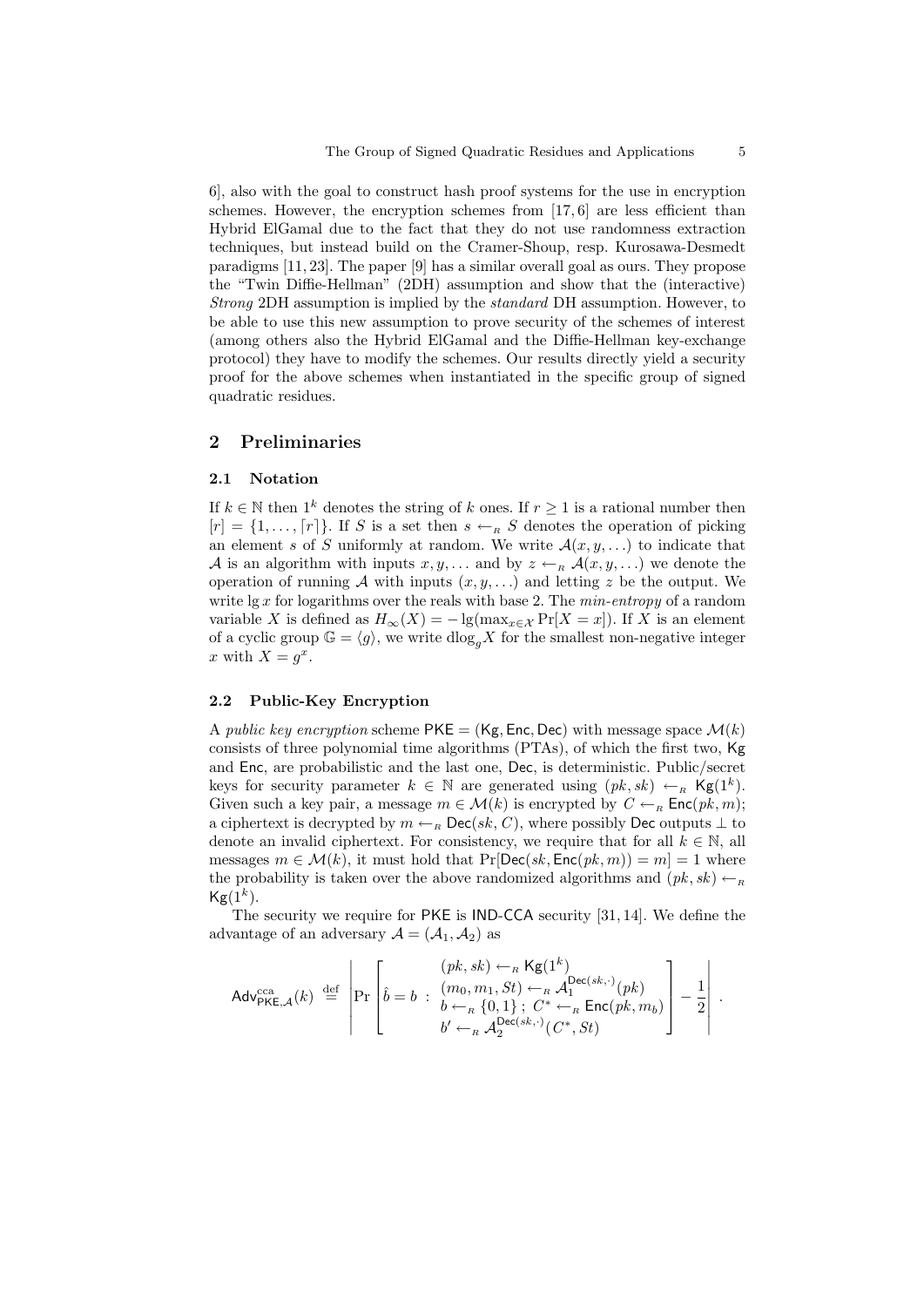6], also with the goal to construct hash proof systems for the use in encryption schemes. However, the encryption schemes from [17, 6] are less efficient than Hybrid ElGamal due to the fact that they do not use randomness extraction techniques, but instead build on the Cramer-Shoup, resp. Kurosawa-Desmedt paradigms [11, 23]. The paper [9] has a similar overall goal as ours. They propose the "Twin Diffie-Hellman" (2DH) assumption and show that the (interactive) *Strong* 2DH assumption is implied by the *standard* DH assumption. However, to be able to use this new assumption to prove security of the schemes of interest (among others also the Hybrid ElGamal and the Diffie-Hellman key-exchange protocol) they have to modify the schemes. Our results directly yield a security proof for the above schemes when instantiated in the specific group of signed quadratic residues.

## 2 Preliminaries

### 2.1 Notation

If $k \in \mathbb{N}$ then $1^k$ denotes the string of $k$ ones. If $r \geq 1$ is a rational number then $[r] = \{1, \ldots, \lceil r \rceil\}$. If $S$ is a set then $s \leftarrow_R S$ denotes the operation of picking an element $s$ of $S$ uniformly at random. We write $\mathcal{A}(x, y, \ldots)$ to indicate that $\mathcal{A}$ is an algorithm with inputs $x, y, \ldots$ and by $z \leftarrow_R \mathcal{A}(x, y, \ldots)$ we denote the operation of running $\mathcal{A}$ with inputs $(x, y, \ldots)$ and letting $z$ be the output. We write $\lg x$ for logarithms over the reals with base 2. The *min-entropy* of a random variable $X$ is defined as $H_\infty(X) = -\lg(\max_{x \in \mathcal{X}} \Pr[X = x])$. If $X$ is an element of a cyclic group $\mathbb{G} = \langle g \rangle$, we write $\mathrm{dlog}_g X$ for the smallest non-negative integer $x$ with $X = g^x$.

### 2.2 Public-Key Encryption

A *public key encryption* scheme $\mathsf{PKE} = (\mathsf{Kg}, \mathsf{Enc}, \mathsf{Dec})$ with message space $\mathcal{M}(k)$ consists of three polynomial time algorithms (PTAs), of which the first two, $\mathsf{Kg}$ and $\mathsf{Enc}$, are probabilistic and the last one, $\mathsf{Dec}$, is deterministic. Public/secret keys for security parameter $k \in \mathbb{N}$ are generated using $(pk, sk) \leftarrow_R \mathsf{Kg}(1^k)$. Given such a key pair, a message $m \in \mathcal{M}(k)$ is encrypted by $C \leftarrow_R \mathsf{Enc}(pk, m)$; a ciphertext is decrypted by $m \leftarrow_R \mathsf{Dec}(sk, C)$, where possibly $\mathsf{Dec}$ outputs $\perp$ to denote an invalid ciphertext. For consistency, we require that for all $k \in \mathbb{N}$, all messages $m \in \mathcal{M}(k)$, it must hold that $\Pr[\mathsf{Dec}(sk, \mathsf{Enc}(pk, m)) = m] = 1$ where the probability is taken over the above randomized algorithms and $(pk, sk) \leftarrow_R \mathsf{Kg}(1^k)$.

The security we require for $\mathsf{PKE}$ is $\mathsf{IND}$-$\mathsf{CCA}$ security [31, 14]. We define the advantage of an adversary $\mathcal{A} = (\mathcal{A}_1, \mathcal{A}_2)$ as

$$\mathsf{Adv}^{\mathrm{cca}}_{\mathsf{PKE},\mathcal{A}}(k) \stackrel{\mathrm{def}}{=} \left| \Pr\left[ \hat{b} = b \ : \ \begin{array}{l} (pk, sk) \leftarrow_R \mathsf{Kg}(1^k) \\ (m_0, m_1, St) \leftarrow_R \mathcal{A}_1^{\mathsf{Dec}(sk,\cdot)}(pk) \\ b \leftarrow_R \{0,1\} \ ; \ C^* \leftarrow_R \mathsf{Enc}(pk, m_b) \\ b' \leftarrow_R \mathcal{A}_2^{\mathsf{Dec}(sk,\cdot)}(C^*, St) \end{array} \right] - \frac{1}{2} \right| .$$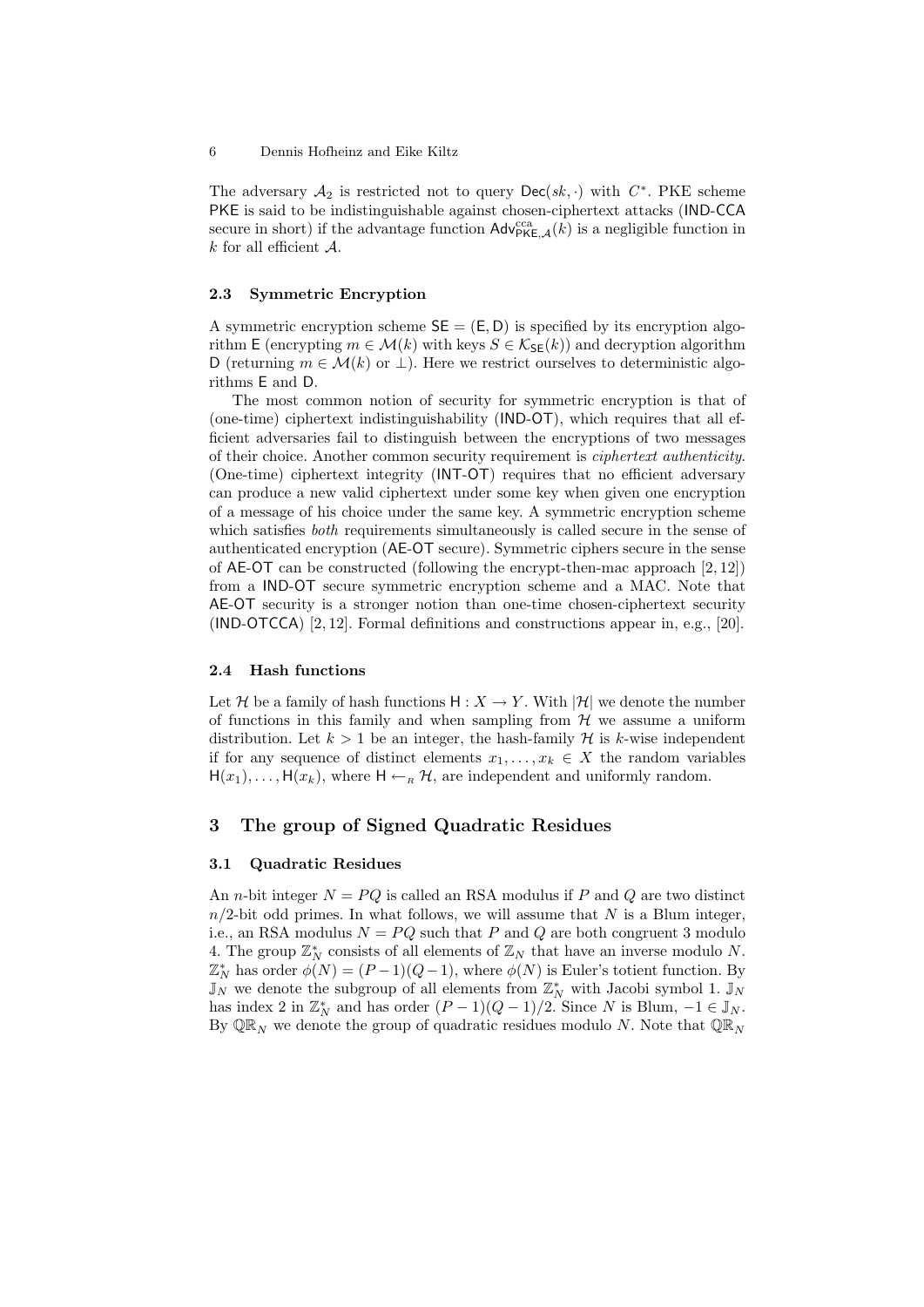The adversary $\mathcal{A}_2$ is restricted not to query $\mathsf{Dec}(sk, \cdot)$ with $C^*$. PKE scheme $\mathsf{PKE}$ is said to be indistinguishable against chosen-ciphertext attacks (IND-CCA secure in short) if the advantage function $\mathsf{Adv}^{\mathrm{cca}}_{\mathsf{PKE},\mathcal{A}}(k)$ is a negligible function in $k$ for all efficient $\mathcal{A}$.

### 2.3 Symmetric Encryption

A symmetric encryption scheme $\mathsf{SE} = (\mathsf{E}, \mathsf{D})$ is specified by its encryption algorithm $\mathsf{E}$ (encrypting $m \in \mathcal{M}(k)$ with keys $S \in \mathcal{K}_{\mathsf{SE}}(k)$) and decryption algorithm $\mathsf{D}$ (returning $m \in \mathcal{M}(k)$ or $\perp$). Here we restrict ourselves to deterministic algorithms $\mathsf{E}$ and $\mathsf{D}$.

The most common notion of security for symmetric encryption is that of (one-time) ciphertext indistinguishability (IND-OT), which requires that all efficient adversaries fail to distinguish between the encryptions of two messages of their choice. Another common security requirement is *ciphertext authenticity*. (One-time) ciphertext integrity (INT-OT) requires that no efficient adversary can produce a new valid ciphertext under some key when given one encryption of a message of his choice under the same key. A symmetric encryption scheme which satisfies *both* requirements simultaneously is called secure in the sense of authenticated encryption (AE-OT secure). Symmetric ciphers secure in the sense of AE-OT can be constructed (following the encrypt-then-mac approach [2, 12]) from a IND-OT secure symmetric encryption scheme and a MAC. Note that AE-OT security is a stronger notion than one-time chosen-ciphertext security (IND-OTCCA) [2, 12]. Formal definitions and constructions appear in, e.g., [20].

### 2.4 Hash functions

Let $\mathcal{H}$ be a family of hash functions $\mathsf{H} : X \to Y$. With $|\mathcal{H}|$ we denote the number of functions in this family and when sampling from $\mathcal{H}$ we assume a uniform distribution. Let $k > 1$ be an integer, the hash-family $\mathcal{H}$ is $k$-wise independent if for any sequence of distinct elements $x_1, \ldots, x_k \in X$ the random variables $\mathsf{H}(x_1), \ldots, \mathsf{H}(x_k)$, where $\mathsf{H} \leftarrow_R \mathcal{H}$, are independent and uniformly random.

## 3 The group of Signed Quadratic Residues

### 3.1 Quadratic Residues

An $n$-bit integer $N = PQ$ is called an RSA modulus if $P$ and $Q$ are two distinct $n/2$-bit odd primes. In what follows, we will assume that $N$ is a Blum integer, i.e., an RSA modulus $N = PQ$ such that $P$ and $Q$ are both congruent 3 modulo 4. The group $\mathbb{Z}_N^*$ consists of all elements of $\mathbb{Z}_N$ that have an inverse modulo $N$. $\mathbb{Z}_N^*$ has order $\phi(N) = (P-1)(Q-1)$, where $\phi(N)$ is Euler's totient function. By $\mathbb{J}_N$ we denote the subgroup of all elements from $\mathbb{Z}_N^*$ with Jacobi symbol 1. $\mathbb{J}_N$ has index 2 in $\mathbb{Z}_N^*$ and has order $(P-1)(Q-1)/2$. Since $N$ is Blum, $-1 \in \mathbb{J}_N$. By $\mathbb{QR}_N$ we denote the group of quadratic residues modulo $N$. Note that $\mathbb{QR}_N$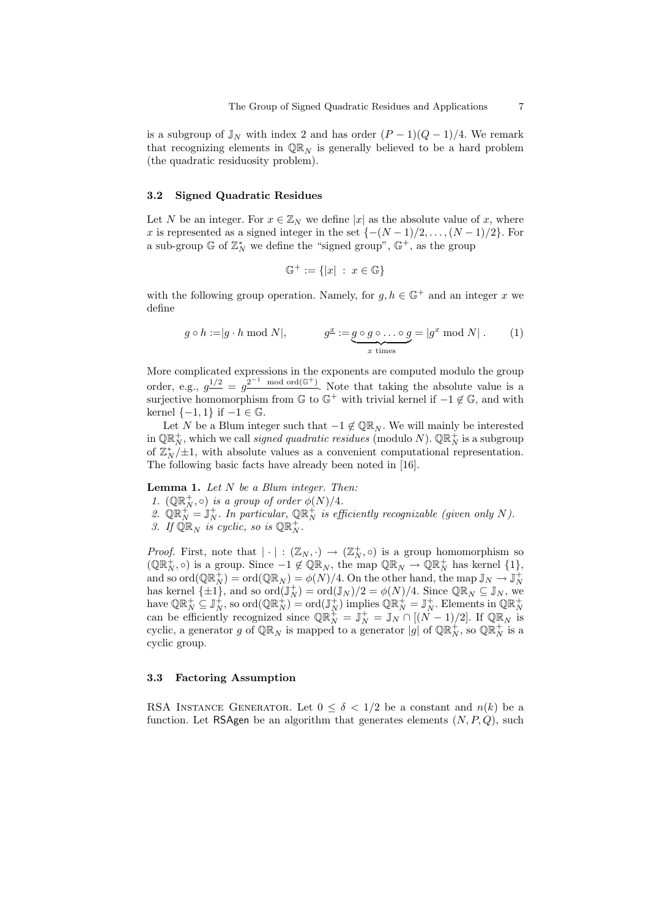is a subgroup of $\mathbb{J}_N$ with index 2 and has order $(P-1)(Q-1)/4$. We remark that recognizing elements in $\mathbb{QR}_N$ is generally believed to be a hard problem (the quadratic residuosity problem).

### 3.2 Signed Quadratic Residues

Let $N$ be an integer. For $x \in \mathbb{Z}_N$ we define $|x|$ as the absolute value of $x$, where $x$ is represented as a signed integer in the set $\{-(N-1)/2, \ldots, (N-1)/2\}$. For a sub-group $\mathbb{G}$ of $\mathbb{Z}_N^*$ we define the "signed group", $\mathbb{G}^+$, as the group

$$\mathbb{G}^+ := \{|x| \ : \ x \in \mathbb{G}\}$$

with the following group operation. Namely, for $g, h \in \mathbb{G}^+$ and an integer $x$ we define

$$g \circ h := |g \cdot h \bmod N|, \qquad g^{\underline{x}} := \underbrace{g \circ g \circ \ldots \circ g}_{x \text{ times}} = |g^x \bmod N| \, . \qquad (1)$$

More complicated expressions in the exponents are computed modulo the group order, e.g., $g^{\underline{1/2}} = g^{\underline{2^{-1} \bmod \operatorname{ord}(\mathbb{G}^+)}}$. Note that taking the absolute value is a surjective homomorphism from $\mathbb{G}$ to $\mathbb{G}^+$ with trivial kernel if $-1 \notin \mathbb{G}$, and with kernel $\{-1, 1\}$ if $-1 \in \mathbb{G}$.

Let $N$ be a Blum integer such that $-1 \notin \mathbb{QR}_N$. We will mainly be interested in $\mathbb{QR}_N^+$, which we call *signed quadratic residues* (modulo $N$). $\mathbb{QR}_N^+$ is a subgroup of $\mathbb{Z}_N^*/\pm 1$, with absolute values as a convenient computational representation. The following basic facts have already been noted in [16].

**Lemma 1.** *Let $N$ be a Blum integer. Then:*
1. *$(\mathbb{QR}_N^+, \circ)$ is a group of order $\phi(N)/4$.*
2. *$\mathbb{QR}_N^+ = \mathbb{J}_N^+$. In particular, $\mathbb{QR}_N^+$ is efficiently recognizable (given only $N$).*
3. *If $\mathbb{QR}_N$ is cyclic, so is $\mathbb{QR}_N^+$.*

*Proof.* First, note that $|\cdot| : (\mathbb{Z}_N, \cdot) \to (\mathbb{Z}_N^+, \circ)$ is a group homomorphism so $(\mathbb{QR}_N^+, \circ)$ is a group. Since $-1 \notin \mathbb{QR}_N$, the map $\mathbb{QR}_N \to \mathbb{QR}_N^+$ has kernel $\{1\}$, and so $\operatorname{ord}(\mathbb{QR}_N^+) = \operatorname{ord}(\mathbb{QR}_N) = \phi(N)/4$. On the other hand, the map $\mathbb{J}_N \to \mathbb{J}_N^+$ has kernel $\{\pm 1\}$, and so $\operatorname{ord}(\mathbb{J}_N^+) = \operatorname{ord}(\mathbb{J}_N)/2 = \phi(N)/4$. Since $\mathbb{QR}_N \subseteq \mathbb{J}_N$, we have $\mathbb{QR}_N^+ \subseteq \mathbb{J}_N^+$, so $\operatorname{ord}(\mathbb{QR}_N^+) = \operatorname{ord}(\mathbb{J}_N^+)$ implies $\mathbb{QR}_N^+ = \mathbb{J}_N^+$. Elements in $\mathbb{QR}_N^+$ can be efficiently recognized since $\mathbb{QR}_N^+ = \mathbb{J}_N^+ = \mathbb{J}_N \cap [(N-1)/2]$. If $\mathbb{QR}_N$ is cyclic, a generator $g$ of $\mathbb{QR}_N$ is mapped to a generator $|g|$ of $\mathbb{QR}_N^+$, so $\mathbb{QR}_N^+$ is a cyclic group.

### 3.3 Factoring Assumption

RSA Instance Generator. Let $0 \leq \delta < 1/2$ be a constant and $n(k)$ be a function. Let RSAgen be an algorithm that generates elements $(N, P, Q)$, such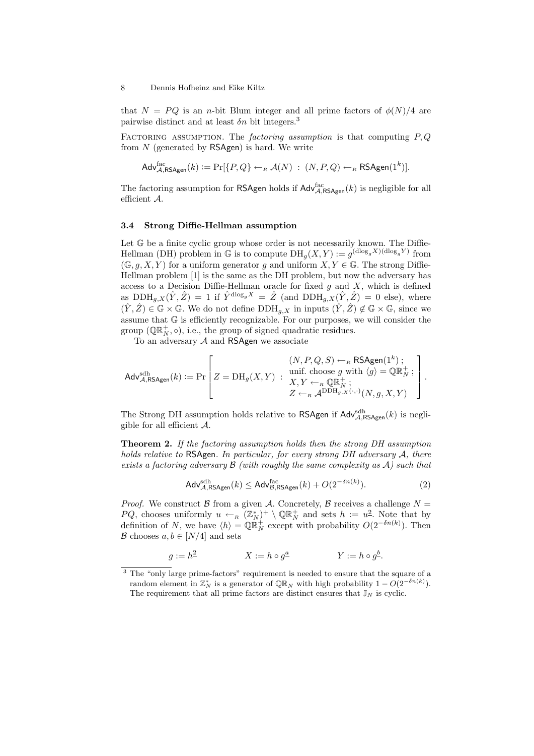that $N = PQ$ is an $n$-bit Blum integer and all prime factors of $\phi(N)/4$ are pairwise distinct and at least $\delta n$ bit integers.[3]

Factoring assumption. The *factoring assumption* is that computing $P, Q$ from $N$ (generated by RSAgen) is hard. We write

$$\mathsf{Adv}^{\mathrm{fac}}_{\mathcal{A},\mathsf{RSAgen}}(k) := \Pr[\{P, Q\} \leftarrow_R \mathcal{A}(N) \ : \ (N, P, Q) \leftarrow_R \mathsf{RSAgen}(1^k)].$$

The factoring assumption for RSAgen holds if $\mathsf{Adv}^{\mathrm{fac}}_{\mathcal{A},\mathsf{RSAgen}}(k)$ is negligible for all efficient $\mathcal{A}$.

### 3.4 Strong Diffie-Hellman assumption

Let $\mathbb{G}$ be a finite cyclic group whose order is not necessarily known. The Diffie-Hellman (DH) problem in $\mathbb{G}$ is to compute $\mathrm{DH}_g(X, Y) := g^{(\mathrm{dlog}_g X)(\mathrm{dlog}_g Y)}$ from $(\mathbb{G}, g, X, Y)$ for a uniform generator $g$ and uniform $X, Y \in \mathbb{G}$. The strong Diffie-Hellman problem [1] is the same as the DH problem, but now the adversary has access to a Decision Diffie-Hellman oracle for fixed $g$ and $X$, which is defined as $\mathrm{DDH}_{g,X}(\hat{Y}, \hat{Z}) = 1$ if $\hat{Y}^{\mathrm{dlog}_g X} = \hat{Z}$ (and $\mathrm{DDH}_{g,X}(\hat{Y}, \hat{Z}) = 0$ else), where $(\hat{Y}, \hat{Z}) \in \mathbb{G} \times \mathbb{G}$. We do not define $\mathrm{DDH}_{g,X}$ in inputs $(\hat{Y}, \hat{Z}) \notin \mathbb{G} \times \mathbb{G}$, since we assume that $\mathbb{G}$ is efficiently recognizable. For our purposes, we will consider the group $(\mathbb{QR}^+_N, \circ)$, i.e., the group of signed quadratic residues.

To an adversary $\mathcal{A}$ and RSAgen we associate

$$\mathsf{Adv}^{\mathrm{sdh}}_{\mathcal{A},\mathsf{RSAgen}}(k) := \Pr\left[ Z = \mathrm{DH}_g(X, Y) \ : \ \begin{array}{l} (N, P, Q, S) \leftarrow_R \mathsf{RSAgen}(1^k) \, ; \\ \text{unif. choose } g \text{ with } \langle g \rangle = \mathbb{QR}^+_N \, ; \\ X, Y \leftarrow_R \mathbb{QR}^+_N \, ; \\ Z \leftarrow_R \mathcal{A}^{\mathrm{DDH}_{g,X}(\cdot,\cdot)}(N, g, X, Y) \end{array} \right].$$

The Strong DH assumption holds relative to RSAgen if $\mathsf{Adv}^{\mathrm{sdh}}_{\mathcal{A},\mathsf{RSAgen}}(k)$ is negligible for all efficient $\mathcal{A}$.

**Theorem 2.** *If the factoring assumption holds then the strong DH assumption holds relative to* RSAgen*. In particular, for every strong DH adversary $\mathcal{A}$, there exists a factoring adversary $\mathcal{B}$ (with roughly the same complexity as $\mathcal{A}$) such that*

$$\mathsf{Adv}^{\mathrm{sdh}}_{\mathcal{A},\mathsf{RSAgen}}(k) \leq \mathsf{Adv}^{\mathrm{fac}}_{\mathcal{B},\mathsf{RSAgen}}(k) + O(2^{-\delta n(k)}). \tag{2}$$

*Proof.* We construct $\mathcal{B}$ from a given $\mathcal{A}$. Concretely, $\mathcal{B}$ receives a challenge $N = PQ$, chooses uniformly $u \leftarrow_R (\mathbb{Z}^*_N)^+ \setminus \mathbb{QR}^+_N$ and sets $h := u^{\underline{2}}$. Note that by definition of $N$, we have $\langle h \rangle = \mathbb{QR}^+_N$ except with probability $O(2^{-\delta n(k)})$. Then $\mathcal{B}$ chooses $a, b \in [N/4]$ and sets

$$g := h^{\underline{2}} \qquad\qquad X := h \circ g^{\underline{a}} \qquad\qquad Y := h \circ g^{\underline{b}}.$$

---

[3] The "only large prime-factors" requirement is needed to ensure that the square of a random element in $\mathbb{Z}^*_N$ is a generator of $\mathbb{QR}_N$ with high probability $1 - O(2^{-\delta n(k)})$. The requirement that all prime factors are distinct ensures that $\mathbb{J}_N$ is cyclic.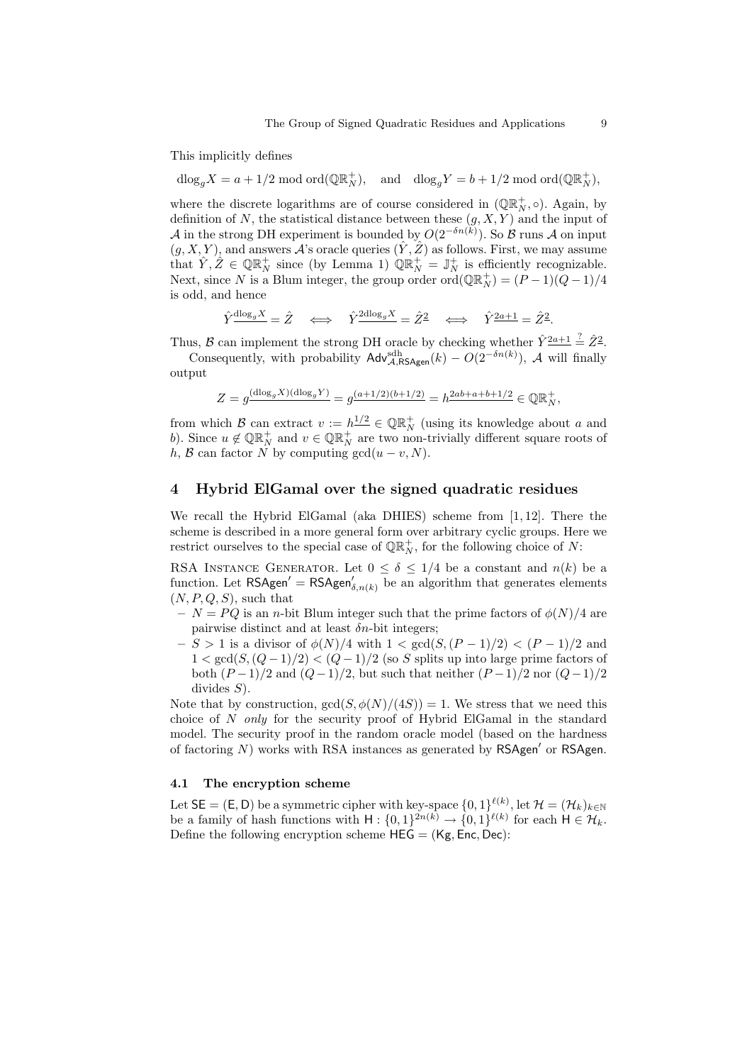This implicitly defines

$$\mathrm{dlog}_g X = a + 1/2 \bmod \mathrm{ord}(\mathbb{QR}_N^+), \quad \text{and} \quad \mathrm{dlog}_g Y = b + 1/2 \bmod \mathrm{ord}(\mathbb{QR}_N^+),$$

where the discrete logarithms are of course considered in $(\mathbb{QR}_N^+, \circ)$. Again, by definition of $N$, the statistical distance between these $(g, X, Y)$ and the input of $\mathcal{A}$ in the strong DH experiment is bounded by $O(2^{-\delta n(k)})$. So $\mathcal{B}$ runs $\mathcal{A}$ on input $(g, X, Y)$, and answers $\mathcal{A}$'s oracle queries $(\hat{Y}, \hat{Z})$ as follows. First, we may assume that $\hat{Y}, \hat{Z} \in \mathbb{QR}_N^+$ since (by Lemma 1) $\mathbb{QR}_N^+ = \mathbb{J}_N^+$ is efficiently recognizable. Next, since $N$ is a Blum integer, the group order $\mathrm{ord}(\mathbb{QR}_N^+) = (P-1)(Q-1)/4$ is odd, and hence

$$\hat{Y}^{\underline{\mathrm{dlog}_g X}} = \hat{Z} \iff \hat{Y}^{\underline{2\mathrm{dlog}_g X}} = \hat{Z}^{\underline{2}} \iff \hat{Y}^{\underline{2a+1}} = \hat{Z}^{\underline{2}}.$$

Thus, $\mathcal{B}$ can implement the strong DH oracle by checking whether $\hat{Y}^{\underline{2a+1}} \overset{?}{=} \hat{Z}^{\underline{2}}$.

Consequently, with probability $\mathsf{Adv}^{\mathrm{sdh}}_{\mathcal{A},\mathsf{RSAgen}}(k) - O(2^{-\delta n(k)})$, $\mathcal{A}$ will finally output

$$Z = g^{\underline{(\mathrm{dlog}_g X)(\mathrm{dlog}_g Y)}} = g^{\underline{(a+1/2)(b+1/2)}} = h^{\underline{2ab+a+b+1/2}} \in \mathbb{QR}_N^+,$$

from which $\mathcal{B}$ can extract $v := h^{\underline{1/2}} \in \mathbb{QR}_N^+$ (using its knowledge about $a$ and $b$). Since $u \notin \mathbb{QR}_N^+$ and $v \in \mathbb{QR}_N^+$ are two non-trivially different square roots of $h$, $\mathcal{B}$ can factor $N$ by computing $\gcd(u - v, N)$.

## 4 Hybrid ElGamal over the signed quadratic residues

We recall the Hybrid ElGamal (aka DHIES) scheme from [1, 12]. There the scheme is described in a more general form over arbitrary cyclic groups. Here we restrict ourselves to the special case of $\mathbb{QR}_N^+$, for the following choice of $N$:

RSA Instance Generator. Let $0 \leq \delta \leq 1/4$ be a constant and $n(k)$ be a function. Let $\mathsf{RSAgen}' = \mathsf{RSAgen}'_{\delta,n(k)}$ be an algorithm that generates elements $(N, P, Q, S)$, such that

- $N = PQ$ is an $n$-bit Blum integer such that the prime factors of $\phi(N)/4$ are pairwise distinct and at least $\delta n$-bit integers;
- $S > 1$ is a divisor of $\phi(N)/4$ with $1 < \gcd(S, (P-1)/2) < (P-1)/2$ and $1 < \gcd(S, (Q-1)/2) < (Q-1)/2$ (so $S$ splits up into large prime factors of both $(P-1)/2$ and $(Q-1)/2$, but such that neither $(P-1)/2$ nor $(Q-1)/2$ divides $S$).

Note that by construction, $\gcd(S, \phi(N)/(4S)) = 1$. We stress that we need this choice of $N$ *only* for the security proof of Hybrid ElGamal in the standard model. The security proof in the random oracle model (based on the hardness of factoring $N$) works with RSA instances as generated by $\mathsf{RSAgen}'$ or $\mathsf{RSAgen}$.

### 4.1 The encryption scheme

Let $\mathsf{SE} = (\mathsf{E}, \mathsf{D})$ be a symmetric cipher with key-space $\{0,1\}^{\ell(k)}$, let $\mathcal{H} = (\mathcal{H}_k)_{k \in \mathbb{N}}$ be a family of hash functions with $\mathsf{H} : \{0,1\}^{2n(k)} \to \{0,1\}^{\ell(k)}$ for each $\mathsf{H} \in \mathcal{H}_k$. Define the following encryption scheme $\mathsf{HEG} = (\mathsf{Kg}, \mathsf{Enc}, \mathsf{Dec})$: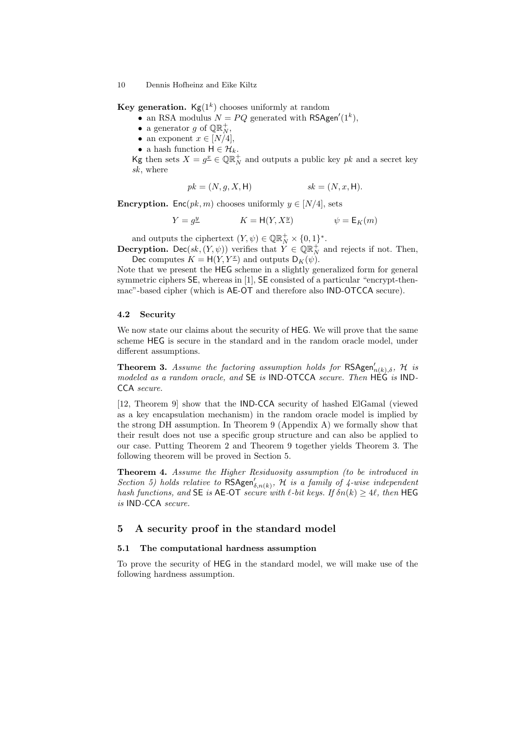**Key generation.** $\mathsf{Kg}(1^k)$ chooses uniformly at random

- an RSA modulus $N = PQ$ generated with $\mathsf{RSAgen}'(1^k)$,
- a generator $g$ of $\mathbb{QR}_N^+$,
- an exponent $x \in [N/4]$,
- a hash function $\mathsf{H} \in \mathcal{H}_k$.

$\mathsf{Kg}$ then sets $X = g^{\underline{x}} \in \mathbb{QR}_N^+$ and outputs a public key $pk$ and a secret key $sk$, where

$$pk = (N, g, X, \mathsf{H}) \qquad\qquad sk = (N, x, \mathsf{H}).$$

**Encryption.** $\mathsf{Enc}(pk, m)$ chooses uniformly $y \in [N/4]$, sets

$$Y = g^{\underline{y}} \qquad\qquad K = \mathsf{H}(Y, X^{\underline{y}}) \qquad\qquad \psi = \mathsf{E}_K(m)$$

and outputs the ciphertext $(Y, \psi) \in \mathbb{QR}_N^+ \times \{0,1\}^*$.

**Decryption.** $\mathsf{Dec}(sk, (Y, \psi))$ verifies that $Y \in \mathbb{QR}_N^+$ and rejects if not. Then, $\mathsf{Dec}$ computes $K = \mathsf{H}(Y, Y^{\underline{x}})$ and outputs $\mathsf{D}_K(\psi)$.

Note that we present the HEG scheme in a slightly generalized form for general symmetric ciphers SE, whereas in [1], SE consisted of a particular "encrypt-then-mac"-based cipher (which is AE-OT and therefore also IND-OTCCA secure).

### 4.2 Security

We now state our claims about the security of HEG. We will prove that the same scheme HEG is secure in the standard and in the random oracle model, under different assumptions.

**Theorem 3.** *Assume the factoring assumption holds for* $\mathsf{RSAgen}'_{n(k),\delta}$*,* $\mathcal{H}$ *is modeled as a random oracle, and* SE *is* IND-OTCCA *secure. Then* HEG *is* IND-CCA *secure.*

[12, Theorem 9] show that the IND-CCA security of hashed ElGamal (viewed as a key encapsulation mechanism) in the random oracle model is implied by the strong DH assumption. In Theorem 9 (Appendix A) we formally show that their result does not use a specific group structure and can also be applied to our case. Putting Theorem 2 and Theorem 9 together yields Theorem 3. The following theorem will be proved in Section 5.

**Theorem 4.** *Assume the Higher Residuosity assumption (to be introduced in Section 5) holds relative to* $\mathsf{RSAgen}'_{\delta,n(k)}$*,* $\mathcal{H}$ *is a family of 4-wise independent hash functions, and* SE *is* AE-OT *secure with* $\ell$*-bit keys. If* $\delta n(k) \geq 4\ell$*, then* HEG *is* IND-CCA *secure.*

## 5 A security proof in the standard model

### 5.1 The computational hardness assumption

To prove the security of HEG in the standard model, we will make use of the following hardness assumption.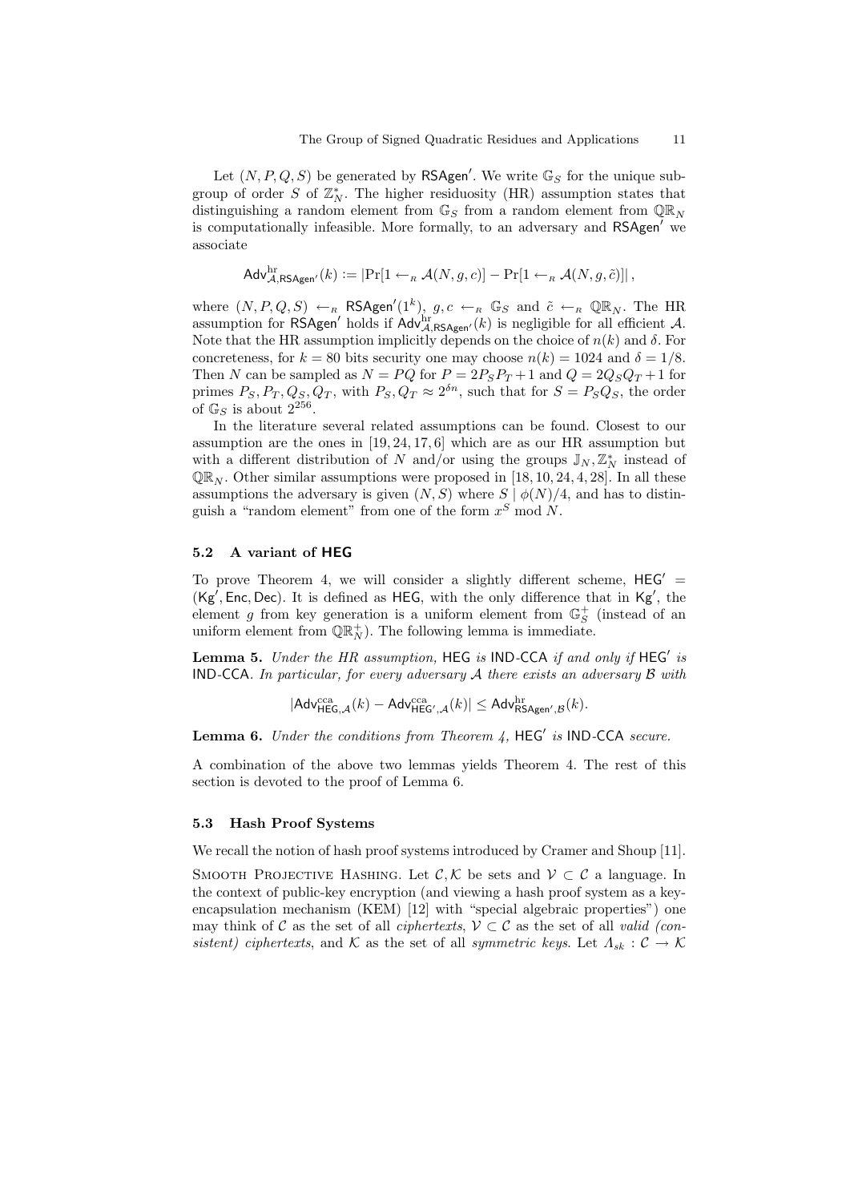Let $(N, P, Q, S)$ be generated by $\mathsf{RSAgen}'$. We write $\mathbb{G}_S$ for the unique subgroup of order $S$ of $\mathbb{Z}_N^*$. The higher residuosity (HR) assumption states that distinguishing a random element from $\mathbb{G}_S$ from a random element from $\mathbb{QR}_N$ is computationally infeasible. More formally, to an adversary and $\mathsf{RSAgen}'$ we associate

$$\mathsf{Adv}^{\mathrm{hr}}_{\mathcal{A},\mathsf{RSAgen}'}(k) := |\Pr[1 \leftarrow_R \mathcal{A}(N, g, c)] - \Pr[1 \leftarrow_R \mathcal{A}(N, g, \tilde{c})]| \,,$$

where $(N, P, Q, S) \leftarrow_R \mathsf{RSAgen}'(1^k)$, $g, c \leftarrow_R \mathbb{G}_S$ and $\tilde{c} \leftarrow_R \mathbb{QR}_N$. The HR assumption for $\mathsf{RSAgen}'$ holds if $\mathsf{Adv}^{\mathrm{hr}}_{\mathcal{A},\mathsf{RSAgen}'}(k)$ is negligible for all efficient $\mathcal{A}$. Note that the HR assumption implicitly depends on the choice of $n(k)$ and $\delta$. For concreteness, for $k = 80$ bits security one may choose $n(k) = 1024$ and $\delta = 1/8$. Then $N$ can be sampled as $N = PQ$ for $P = 2P_SP_T + 1$ and $Q = 2Q_SQ_T + 1$ for primes $P_S, P_T, Q_S, Q_T$, with $P_S, Q_T \approx 2^{\delta n}$, such that for $S = P_SQ_S$, the order of $\mathbb{G}_S$ is about $2^{256}$.

In the literature several related assumptions can be found. Closest to our assumption are the ones in [19, 24, 17, 6] which are as our HR assumption but with a different distribution of $N$ and/or using the groups $\mathbb{J}_N, \mathbb{Z}_N^*$ instead of $\mathbb{QR}_N$. Other similar assumptions were proposed in [18, 10, 24, 4, 28]. In all these assumptions the adversary is given $(N, S)$ where $S \mid \phi(N)/4$, and has to distinguish a "random element" from one of the form $x^S \bmod N$.

### 5.2 A variant of HEG

To prove Theorem 4, we will consider a slightly different scheme, $\mathsf{HEG}' = (\mathsf{Kg}', \mathsf{Enc}, \mathsf{Dec})$. It is defined as $\mathsf{HEG}$, with the only difference that in $\mathsf{Kg}'$, the element $g$ from key generation is a uniform element from $\mathbb{G}_S^+$ (instead of an uniform element from $\mathbb{QR}_N^+$). The following lemma is immediate.

**Lemma 5.** *Under the HR assumption,* $\mathsf{HEG}$ *is* $\mathsf{IND\text{-}CCA}$ *if and only if* $\mathsf{HEG}'$ *is* $\mathsf{IND\text{-}CCA}$*. In particular, for every adversary $\mathcal{A}$ there exists an adversary $\mathcal{B}$ with*

$$|\mathsf{Adv}^{\mathrm{cca}}_{\mathsf{HEG},\mathcal{A}}(k) - \mathsf{Adv}^{\mathrm{cca}}_{\mathsf{HEG}',\mathcal{A}}(k)| \leq \mathsf{Adv}^{\mathrm{hr}}_{\mathsf{RSAgen}',\mathcal{B}}(k).$$

**Lemma 6.** *Under the conditions from Theorem 4,* $\mathsf{HEG}'$ *is* $\mathsf{IND\text{-}CCA}$ *secure.*

A combination of the above two lemmas yields Theorem 4. The rest of this section is devoted to the proof of Lemma 6.

### 5.3 Hash Proof Systems

We recall the notion of hash proof systems introduced by Cramer and Shoup [11].

Smooth Projective Hashing. Let $\mathcal{C}, \mathcal{K}$ be sets and $\mathcal{V} \subset \mathcal{C}$ a language. In the context of public-key encryption (and viewing a hash proof system as a key-encapsulation mechanism (KEM) [12] with "special algebraic properties") one may think of $\mathcal{C}$ as the set of all *ciphertexts*, $\mathcal{V} \subset \mathcal{C}$ as the set of all *valid (consistent) ciphertexts*, and $\mathcal{K}$ as the set of all *symmetric keys*. Let $\Lambda_{sk} : \mathcal{C} \to \mathcal{K}$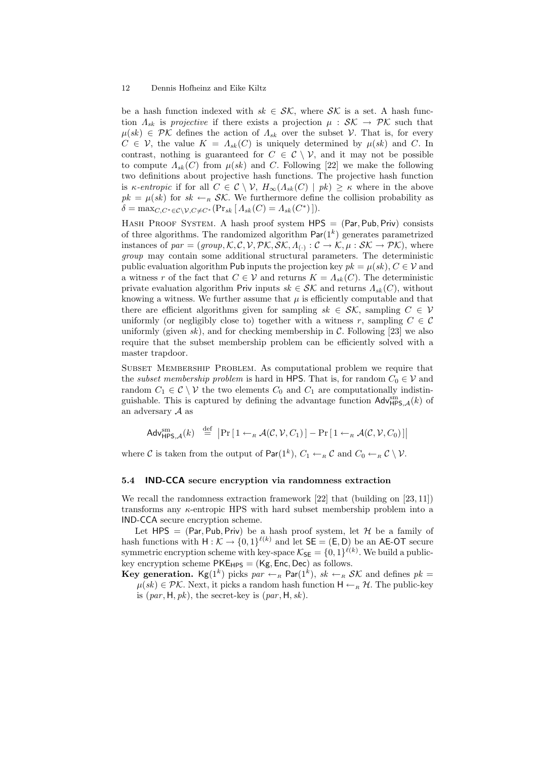be a hash function indexed with $sk \in \mathcal{SK}$, where $\mathcal{SK}$ is a set. A hash function $\Lambda_{sk}$ is *projective* if there exists a projection $\mu : \mathcal{SK} \to \mathcal{PK}$ such that $\mu(sk) \in \mathcal{PK}$ defines the action of $\Lambda_{sk}$ over the subset $\mathcal{V}$. That is, for every $C \in \mathcal{V}$, the value $K = \Lambda_{sk}(C)$ is uniquely determined by $\mu(sk)$ and $C$. In contrast, nothing is guaranteed for $C \in \mathcal{C} \setminus \mathcal{V}$, and it may not be possible to compute $\Lambda_{sk}(C)$ from $\mu(sk)$ and $C$. Following [22] we make the following two definitions about projective hash functions. The projective hash function is $\kappa$*-entropic* if for all $C \in \mathcal{C} \setminus \mathcal{V}$, $H_\infty(\Lambda_{sk}(C) \mid pk) \geq \kappa$ where in the above $pk = \mu(sk)$ for $sk \leftarrow_R \mathcal{SK}$. We furthermore define the collision probability as $\delta = \max_{C,C^* \in \mathcal{C} \setminus \mathcal{V}, C \neq C^*}(\Pr_{sk}[\, \Lambda_{sk}(C) = \Lambda_{sk}(C^*)\,])$.

Hash Proof System. A hash proof system $\mathsf{HPS} = (\mathsf{Par}, \mathsf{Pub}, \mathsf{Priv})$ consists of three algorithms. The randomized algorithm $\mathsf{Par}(1^k)$ generates parametrized instances of $par = (group, \mathcal{K}, \mathcal{C}, \mathcal{V}, \mathcal{PK}, \mathcal{SK}, \Lambda_{(\cdot)} : \mathcal{C} \to \mathcal{K}, \mu : \mathcal{SK} \to \mathcal{PK})$, where *group* may contain some additional structural parameters. The deterministic public evaluation algorithm $\mathsf{Pub}$ inputs the projection key $pk = \mu(sk)$, $C \in \mathcal{V}$ and a witness $r$ of the fact that $C \in \mathcal{V}$ and returns $K = \Lambda_{sk}(C)$. The deterministic private evaluation algorithm $\mathsf{Priv}$ inputs $sk \in \mathcal{SK}$ and returns $\Lambda_{sk}(C)$, without knowing a witness. We further assume that $\mu$ is efficiently computable and that there are efficient algorithms given for sampling $sk \in \mathcal{SK}$, sampling $C \in \mathcal{V}$ uniformly (or negligibly close to) together with a witness $r$, sampling $C \in \mathcal{C}$ uniformly (given $sk$), and for checking membership in $\mathcal{C}$. Following [23] we also require that the subset membership problem can be efficiently solved with a master trapdoor.

Subset Membership Problem. As computational problem we require that the *subset membership problem* is hard in $\mathsf{HPS}$. That is, for random $C_0 \in \mathcal{V}$ and random $C_1 \in \mathcal{C} \setminus \mathcal{V}$ the two elements $C_0$ and $C_1$ are computationally indistinguishable. This is captured by defining the advantage function $\mathsf{Adv}^{\mathrm{sm}}_{\mathsf{HPS},\mathcal{A}}(k)$ of an adversary $\mathcal{A}$ as

$$\mathsf{Adv}^{\mathrm{sm}}_{\mathsf{HPS},\mathcal{A}}(k) \stackrel{\text{def}}{=} \left|\Pr[\, 1 \leftarrow_R \mathcal{A}(\mathcal{C}, \mathcal{V}, C_1)\,] - \Pr[\, 1 \leftarrow_R \mathcal{A}(\mathcal{C}, \mathcal{V}, C_0)\,]\right|$$

where $\mathcal{C}$ is taken from the output of $\mathsf{Par}(1^k)$, $C_1 \leftarrow_R \mathcal{C}$ and $C_0 \leftarrow_R \mathcal{C} \setminus \mathcal{V}$.

### 5.4 IND-CCA secure encryption via randomness extraction

We recall the randomness extraction framework [22] that (building on [23, 11]) transforms any $\kappa$-entropic HPS with hard subset membership problem into a IND-CCA secure encryption scheme.

Let $\mathsf{HPS} = (\mathsf{Par}, \mathsf{Pub}, \mathsf{Priv})$ be a hash proof system, let $\mathcal{H}$ be a family of hash functions with $\mathsf{H} : \mathcal{K} \to \{0,1\}^{\ell(k)}$ and let $\mathsf{SE} = (\mathsf{E}, \mathsf{D})$ be an AE-OT secure symmetric encryption scheme with key-space $\mathcal{K}_{\mathsf{SE}} = \{0,1\}^{\ell(k)}$. We build a public-key encryption scheme $\mathsf{PKE}_{\mathsf{HPS}} = (\mathsf{Kg}, \mathsf{Enc}, \mathsf{Dec})$ as follows.

**Key generation.** $\mathsf{Kg}(1^k)$ picks $par \leftarrow_R \mathsf{Par}(1^k)$, $sk \leftarrow_R \mathcal{SK}$ and defines $pk = \mu(sk) \in \mathcal{PK}$. Next, it picks a random hash function $\mathsf{H} \leftarrow_R \mathcal{H}$. The public-key is $(par, \mathsf{H}, pk)$, the secret-key is $(par, \mathsf{H}, sk)$.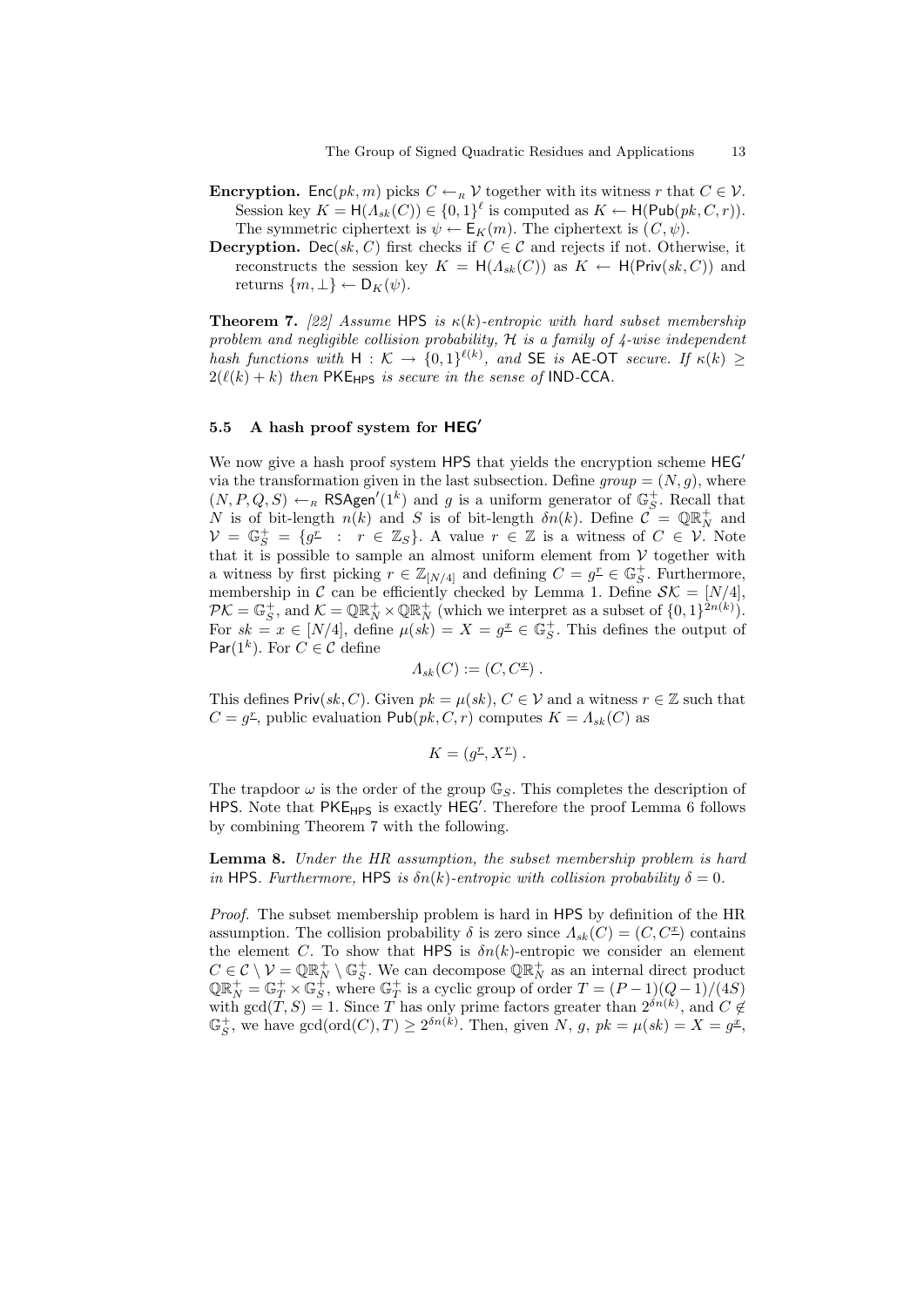**Encryption.** $\mathsf{Enc}(pk, m)$ picks $C \leftarrow_R \mathcal{V}$ together with its witness $r$ that $C \in \mathcal{V}$. Session key $K = \mathsf{H}(\Lambda_{sk}(C)) \in \{0,1\}^\ell$ is computed as $K \leftarrow \mathsf{H}(\mathsf{Pub}(pk, C, r))$. The symmetric ciphertext is $\psi \leftarrow \mathsf{E}_K(m)$. The ciphertext is $(C, \psi)$.

**Decryption.** $\mathsf{Dec}(sk, C)$ first checks if $C \in \mathcal{C}$ and rejects if not. Otherwise, it reconstructs the session key $K = \mathsf{H}(\Lambda_{sk}(C))$ as $K \leftarrow \mathsf{H}(\mathsf{Priv}(sk, C))$ and returns $\{m, \perp\} \leftarrow \mathsf{D}_K(\psi)$.

**Theorem 7.** *[22] Assume* HPS *is $\kappa(k)$-entropic with hard subset membership problem and negligible collision probability, $\mathcal{H}$ is a family of 4-wise independent hash functions with $\mathsf{H} : \mathcal{K} \to \{0,1\}^{\ell(k)}$, and* SE *is* AE-OT *secure. If $\kappa(k) \geq 2(\ell(k) + k)$ then* $\mathsf{PKE}_{\mathsf{HPS}}$ *is secure in the sense of* IND-CCA.

### 5.5 A hash proof system for $\mathsf{HEG}'$

We now give a hash proof system HPS that yields the encryption scheme $\mathsf{HEG}'$ via the transformation given in the last subsection. Define $group = (N, g)$, where $(N, P, Q, S) \leftarrow_R \mathsf{RSAgen}'(1^k)$ and $g$ is a uniform generator of $\mathbb{G}_S^+$. Recall that $N$ is of bit-length $n(k)$ and $S$ is of bit-length $\delta n(k)$. Define $\mathcal{C} = \mathbb{QR}_N^+$ and $\mathcal{V} = \mathbb{G}_S^+ = \{g^{\underline{r}} : r \in \mathbb{Z}_S\}$. A value $r \in \mathbb{Z}$ is a witness of $C \in \mathcal{V}$. Note that it is possible to sample an almost uniform element from $\mathcal{V}$ together with a witness by first picking $r \in \mathbb{Z}_{[N/4]}$ and defining $C = g^{\underline{r}} \in \mathbb{G}_S^+$. Furthermore, membership in $\mathcal{C}$ can be efficiently checked by Lemma 1. Define $\mathcal{SK} = [N/4]$, $\mathcal{PK} = \mathbb{G}_S^+$, and $\mathcal{K} = \mathbb{QR}_N^+ \times \mathbb{QR}_N^+$ (which we interpret as a subset of $\{0,1\}^{2n(k)}$). For $sk = x \in [N/4]$, define $\mu(sk) = X = g^{\underline{x}} \in \mathbb{G}_S^+$. This defines the output of $\mathsf{Par}(1^k)$. For $C \in \mathcal{C}$ define

$$\Lambda_{sk}(C) := (C, C^{\underline{x}}) .$$

This defines $\mathsf{Priv}(sk, C)$. Given $pk = \mu(sk)$, $C \in \mathcal{V}$ and a witness $r \in \mathbb{Z}$ such that $C = g^{\underline{r}}$, public evaluation $\mathsf{Pub}(pk, C, r)$ computes $K = \Lambda_{sk}(C)$ as

$$K = (g^{\underline{r}}, X^{\underline{r}}) .$$

The trapdoor $\omega$ is the order of the group $\mathbb{G}_S$. This completes the description of HPS. Note that $\mathsf{PKE}_{\mathsf{HPS}}$ is exactly $\mathsf{HEG}'$. Therefore the proof Lemma 6 follows by combining Theorem 7 with the following.

**Lemma 8.** *Under the HR assumption, the subset membership problem is hard in* HPS*. Furthermore,* HPS *is $\delta n(k)$-entropic with collision probability $\delta = 0$.*

*Proof.* The subset membership problem is hard in HPS by definition of the HR assumption. The collision probability $\delta$ is zero since $\Lambda_{sk}(C) = (C, C^{\underline{x}})$ contains the element $C$. To show that HPS is $\delta n(k)$-entropic we consider an element $C \in \mathcal{C} \setminus \mathcal{V} = \mathbb{QR}_N^+ \setminus \mathbb{G}_S^+$. We can decompose $\mathbb{QR}_N^+$ as an internal direct product $\mathbb{QR}_N^+ = \mathbb{G}_T^+ \times \mathbb{G}_S^+$, where $\mathbb{G}_T^+$ is a cyclic group of order $T = (P-1)(Q-1)/(4S)$ with $\gcd(T, S) = 1$. Since $T$ has only prime factors greater than $2^{\delta n(k)}$, and $C \notin \mathbb{G}_S^+$, we have $\gcd(\mathrm{ord}(C), T) \geq 2^{\delta n(k)}$. Then, given $N$, $g$, $pk = \mu(sk) = X = g^{\underline{x}}$,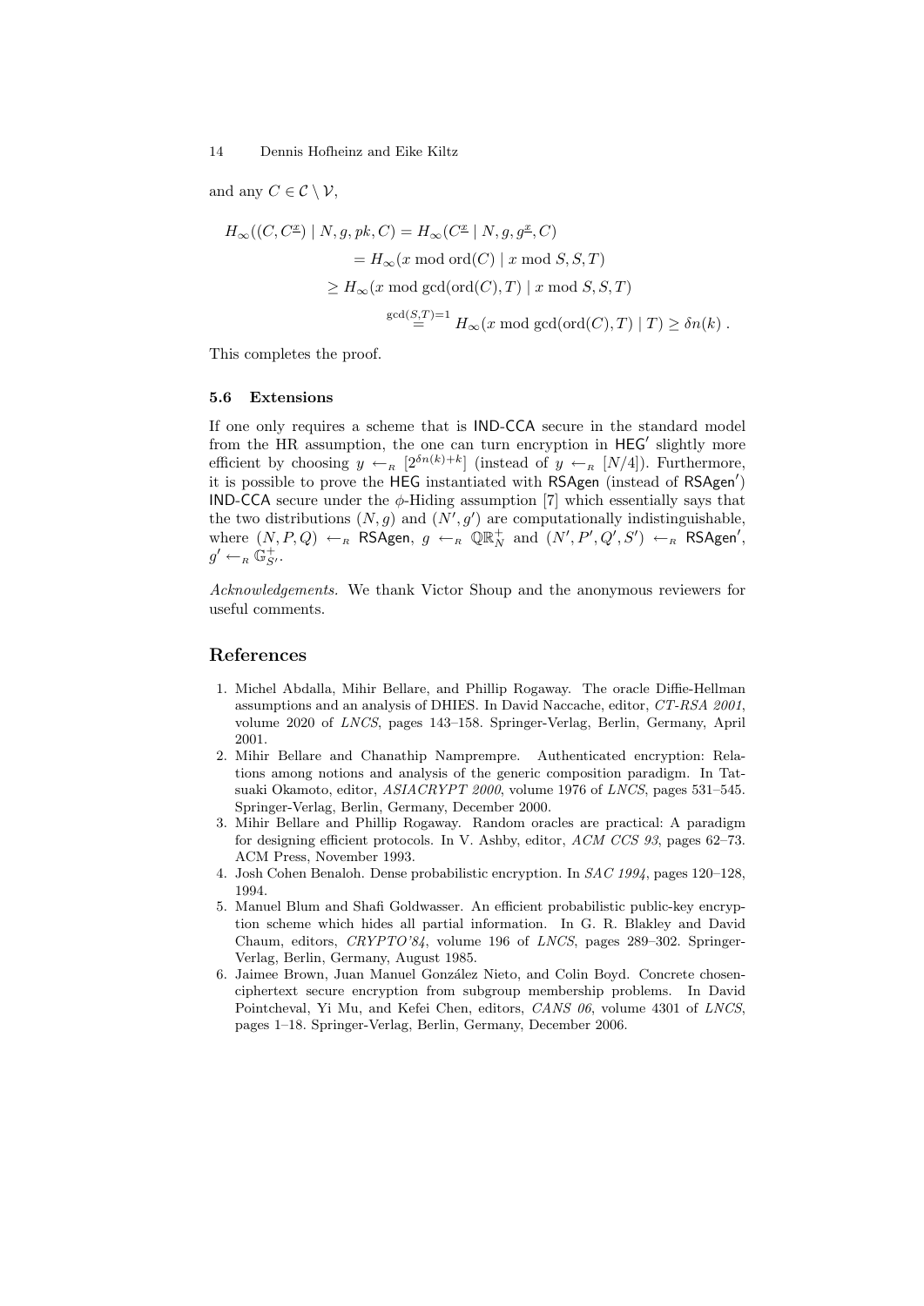and any $C \in \mathcal{C} \setminus \mathcal{V}$,

$$\begin{aligned}
H_\infty((C, C^{\underline{x}}) \mid N, g, pk, C) &= H_\infty(C^{\underline{x}} \mid N, g, g^{\underline{x}}, C) \\
&= H_\infty(x \bmod \mathrm{ord}(C) \mid x \bmod S, S, T) \\
&\geq H_\infty(x \bmod \gcd(\mathrm{ord}(C), T) \mid x \bmod S, S, T) \\
&\overset{\gcd(S,T)=1}{=} H_\infty(x \bmod \gcd(\mathrm{ord}(C), T) \mid T) \geq \delta n(k) \ .
\end{aligned}$$

This completes the proof.

### 5.6 Extensions

If one only requires a scheme that is IND-CCA secure in the standard model from the HR assumption, the one can turn encryption in $\mathsf{HEG}'$ slightly more efficient by choosing $y \leftarrow_R [2^{\delta n(k)+k}]$ (instead of $y \leftarrow_R [N/4]$). Furthermore, it is possible to prove the HEG instantiated with RSAgen (instead of $\mathsf{RSAgen}'$) IND-CCA secure under the $\phi$-Hiding assumption [7] which essentially says that the two distributions $(N, g)$ and $(N', g')$ are computationally indistinguishable, where $(N, P, Q) \leftarrow_R \mathsf{RSAgen}$, $g \leftarrow_R \mathbb{QR}_N^+$ and $(N', P', Q', S') \leftarrow_R \mathsf{RSAgen}'$, $g' \leftarrow_R \mathbb{G}_{S'}^+$.

*Acknowledgements.* We thank Victor Shoup and the anonymous reviewers for useful comments.

## References

1. Michel Abdalla, Mihir Bellare, and Phillip Rogaway. The oracle Diffie-Hellman assumptions and an analysis of DHIES. In David Naccache, editor, *CT-RSA 2001*, volume 2020 of *LNCS*, pages 143–158. Springer-Verlag, Berlin, Germany, April 2001.
2. Mihir Bellare and Chanathip Namprempre. Authenticated encryption: Relations among notions and analysis of the generic composition paradigm. In Tatsuaki Okamoto, editor, *ASIACRYPT 2000*, volume 1976 of *LNCS*, pages 531–545. Springer-Verlag, Berlin, Germany, December 2000.
3. Mihir Bellare and Phillip Rogaway. Random oracles are practical: A paradigm for designing efficient protocols. In V. Ashby, editor, *ACM CCS 93*, pages 62–73. ACM Press, November 1993.
4. Josh Cohen Benaloh. Dense probabilistic encryption. In *SAC 1994*, pages 120–128, 1994.
5. Manuel Blum and Shafi Goldwasser. An efficient probabilistic public-key encryption scheme which hides all partial information. In G. R. Blakley and David Chaum, editors, *CRYPTO'84*, volume 196 of *LNCS*, pages 289–302. Springer-Verlag, Berlin, Germany, August 1985.
6. Jaimee Brown, Juan Manuel González Nieto, and Colin Boyd. Concrete chosen-ciphertext secure encryption from subgroup membership problems. In David Pointcheval, Yi Mu, and Kefei Chen, editors, *CANS 06*, volume 4301 of *LNCS*, pages 1–18. Springer-Verlag, Berlin, Germany, December 2006.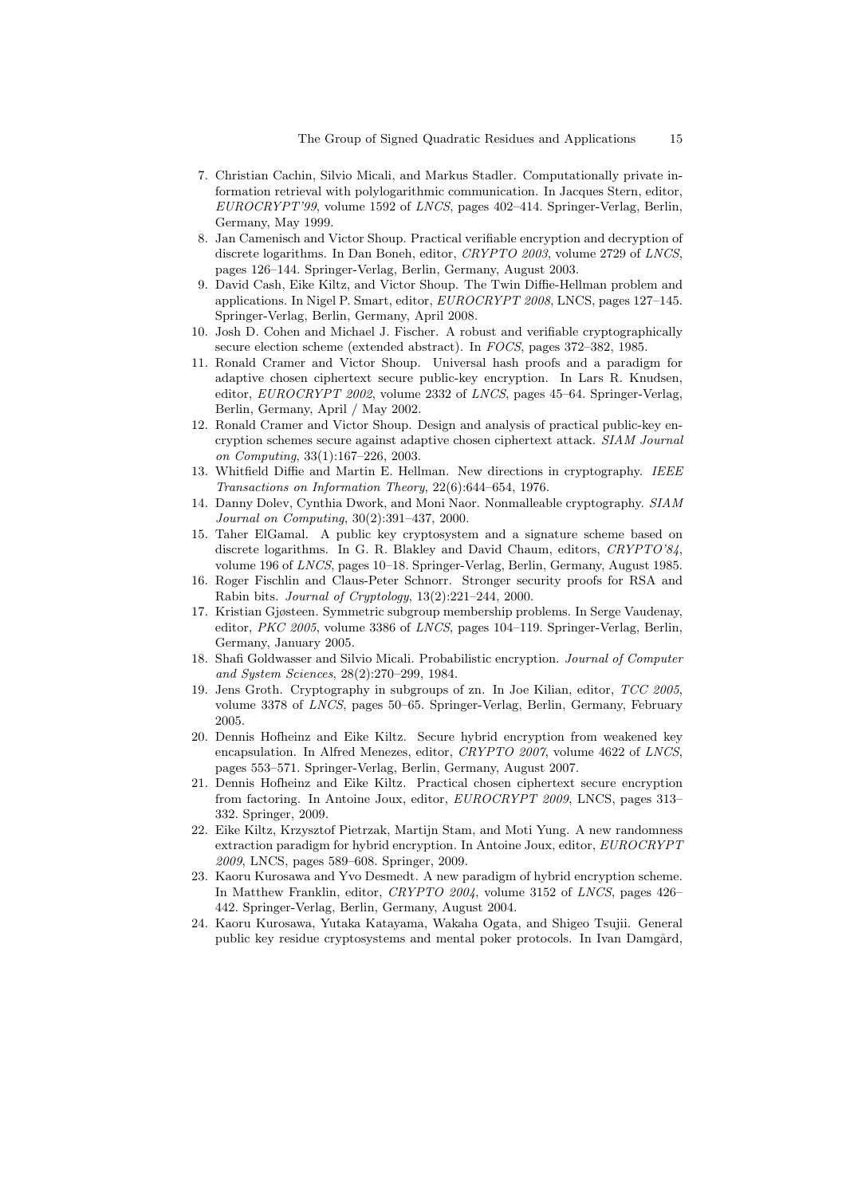7. Christian Cachin, Silvio Micali, and Markus Stadler. Computationally private information retrieval with polylogarithmic communication. In Jacques Stern, editor, *EUROCRYPT'99*, volume 1592 of *LNCS*, pages 402–414. Springer-Verlag, Berlin, Germany, May 1999.
8. Jan Camenisch and Victor Shoup. Practical verifiable encryption and decryption of discrete logarithms. In Dan Boneh, editor, *CRYPTO 2003*, volume 2729 of *LNCS*, pages 126–144. Springer-Verlag, Berlin, Germany, August 2003.
9. David Cash, Eike Kiltz, and Victor Shoup. The Twin Diffie-Hellman problem and applications. In Nigel P. Smart, editor, *EUROCRYPT 2008*, LNCS, pages 127–145. Springer-Verlag, Berlin, Germany, April 2008.
10. Josh D. Cohen and Michael J. Fischer. A robust and verifiable cryptographically secure election scheme (extended abstract). In *FOCS*, pages 372–382, 1985.
11. Ronald Cramer and Victor Shoup. Universal hash proofs and a paradigm for adaptive chosen ciphertext secure public-key encryption. In Lars R. Knudsen, editor, *EUROCRYPT 2002*, volume 2332 of *LNCS*, pages 45–64. Springer-Verlag, Berlin, Germany, April / May 2002.
12. Ronald Cramer and Victor Shoup. Design and analysis of practical public-key encryption schemes secure against adaptive chosen ciphertext attack. *SIAM Journal on Computing*, 33(1):167–226, 2003.
13. Whitfield Diffie and Martin E. Hellman. New directions in cryptography. *IEEE Transactions on Information Theory*, 22(6):644–654, 1976.
14. Danny Dolev, Cynthia Dwork, and Moni Naor. Nonmalleable cryptography. *SIAM Journal on Computing*, 30(2):391–437, 2000.
15. Taher ElGamal. A public key cryptosystem and a signature scheme based on discrete logarithms. In G. R. Blakley and David Chaum, editors, *CRYPTO'84*, volume 196 of *LNCS*, pages 10–18. Springer-Verlag, Berlin, Germany, August 1985.
16. Roger Fischlin and Claus-Peter Schnorr. Stronger security proofs for RSA and Rabin bits. *Journal of Cryptology*, 13(2):221–244, 2000.
17. Kristian Gjøsteen. Symmetric subgroup membership problems. In Serge Vaudenay, editor, *PKC 2005*, volume 3386 of *LNCS*, pages 104–119. Springer-Verlag, Berlin, Germany, January 2005.
18. Shafi Goldwasser and Silvio Micali. Probabilistic encryption. *Journal of Computer and System Sciences*, 28(2):270–299, 1984.
19. Jens Groth. Cryptography in subgroups of zn. In Joe Kilian, editor, *TCC 2005*, volume 3378 of *LNCS*, pages 50–65. Springer-Verlag, Berlin, Germany, February 2005.
20. Dennis Hofheinz and Eike Kiltz. Secure hybrid encryption from weakened key encapsulation. In Alfred Menezes, editor, *CRYPTO 2007*, volume 4622 of *LNCS*, pages 553–571. Springer-Verlag, Berlin, Germany, August 2007.
21. Dennis Hofheinz and Eike Kiltz. Practical chosen ciphertext secure encryption from factoring. In Antoine Joux, editor, *EUROCRYPT 2009*, LNCS, pages 313–332. Springer, 2009.
22. Eike Kiltz, Krzysztof Pietrzak, Martijn Stam, and Moti Yung. A new randomness extraction paradigm for hybrid encryption. In Antoine Joux, editor, *EUROCRYPT 2009*, LNCS, pages 589–608. Springer, 2009.
23. Kaoru Kurosawa and Yvo Desmedt. A new paradigm of hybrid encryption scheme. In Matthew Franklin, editor, *CRYPTO 2004*, volume 3152 of *LNCS*, pages 426–442. Springer-Verlag, Berlin, Germany, August 2004.
24. Kaoru Kurosawa, Yutaka Katayama, Wakaha Ogata, and Shigeo Tsujii. General public key residue cryptosystems and mental poker protocols. In Ivan Damgård,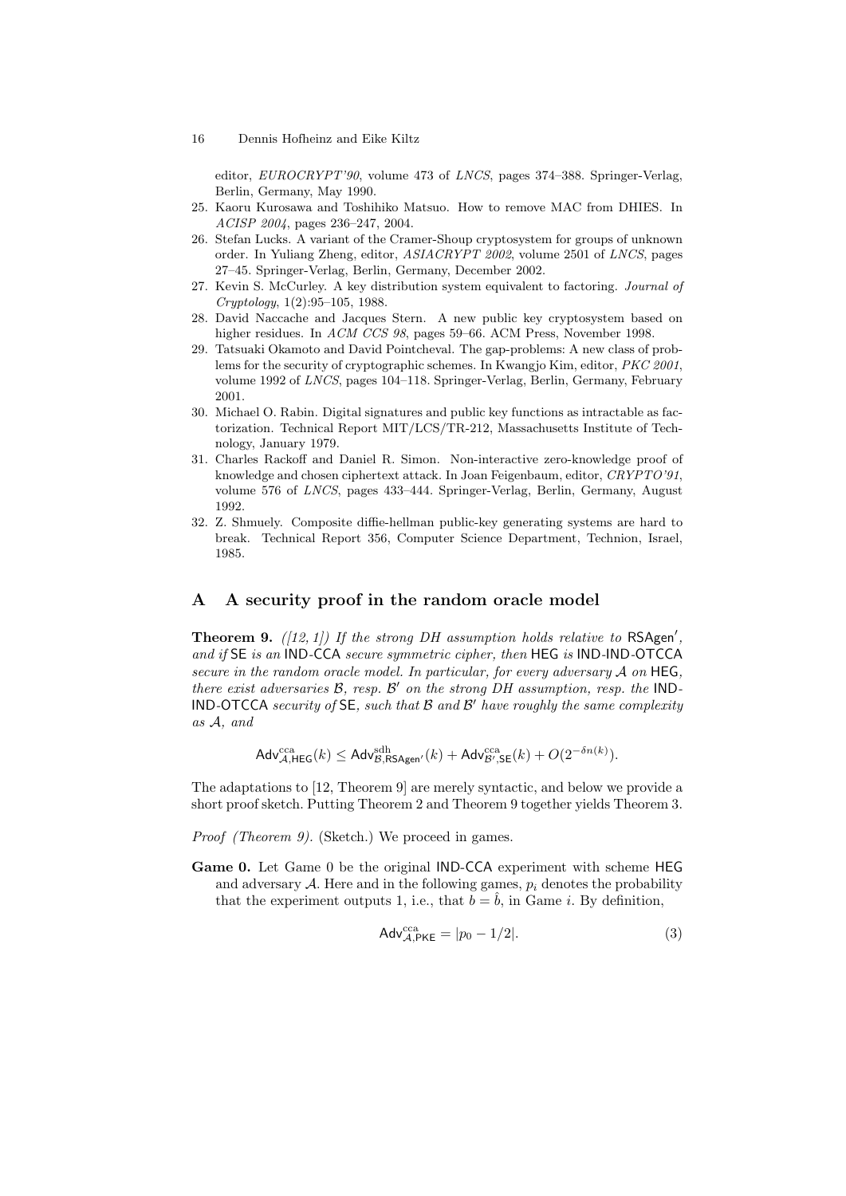editor, *EUROCRYPT'90*, volume 473 of *LNCS*, pages 374–388. Springer-Verlag, Berlin, Germany, May 1990.

25. Kaoru Kurosawa and Toshihiko Matsuo. How to remove MAC from DHIES. In *ACISP 2004*, pages 236–247, 2004.
26. Stefan Lucks. A variant of the Cramer-Shoup cryptosystem for groups of unknown order. In Yuliang Zheng, editor, *ASIACRYPT 2002*, volume 2501 of *LNCS*, pages 27–45. Springer-Verlag, Berlin, Germany, December 2002.
27. Kevin S. McCurley. A key distribution system equivalent to factoring. *Journal of Cryptology*, 1(2):95–105, 1988.
28. David Naccache and Jacques Stern. A new public key cryptosystem based on higher residues. In *ACM CCS 98*, pages 59–66. ACM Press, November 1998.
29. Tatsuaki Okamoto and David Pointcheval. The gap-problems: A new class of problems for the security of cryptographic schemes. In Kwangjo Kim, editor, *PKC 2001*, volume 1992 of *LNCS*, pages 104–118. Springer-Verlag, Berlin, Germany, February 2001.
30. Michael O. Rabin. Digital signatures and public key functions as intractable as factorization. Technical Report MIT/LCS/TR-212, Massachusetts Institute of Technology, January 1979.
31. Charles Rackoff and Daniel R. Simon. Non-interactive zero-knowledge proof of knowledge and chosen ciphertext attack. In Joan Feigenbaum, editor, *CRYPTO'91*, volume 576 of *LNCS*, pages 433–444. Springer-Verlag, Berlin, Germany, August 1992.
32. Z. Shmuely. Composite diffie-hellman public-key generating systems are hard to break. Technical Report 356, Computer Science Department, Technion, Israel, 1985.

## A A security proof in the random oracle model

**Theorem 9.** *([12, 1]) If the strong DH assumption holds relative to* $\mathsf{RSAgen}'$*, and if* $\mathsf{SE}$ *is an* $\mathsf{IND\text{-}CCA}$ *secure symmetric cipher, then* $\mathsf{HEG}$ *is* $\mathsf{IND\text{-}IND\text{-}OTCCA}$ *secure in the random oracle model. In particular, for every adversary* $\mathcal{A}$ *on* $\mathsf{HEG}$*, there exist adversaries* $\mathcal{B}$*, resp.* $\mathcal{B}'$ *on the strong DH assumption, resp. the* $\mathsf{IND\text{-}IND\text{-}OTCCA}$ *security of* $\mathsf{SE}$*, such that* $\mathcal{B}$ *and* $\mathcal{B}'$ *have roughly the same complexity as* $\mathcal{A}$*, and*

$$\mathsf{Adv}^{\mathrm{cca}}_{\mathcal{A},\mathsf{HEG}}(k) \leq \mathsf{Adv}^{\mathrm{sdh}}_{\mathcal{B},\mathsf{RSAgen}'}(k) + \mathsf{Adv}^{\mathrm{cca}}_{\mathcal{B}',\mathsf{SE}}(k) + O(2^{-\delta n(k)}).$$

The adaptations to [12, Theorem 9] are merely syntactic, and below we provide a short proof sketch. Putting Theorem 2 and Theorem 9 together yields Theorem 3.

*Proof (Theorem 9).* (Sketch.) We proceed in games.

**Game 0.** Let Game 0 be the original $\mathsf{IND\text{-}CCA}$ experiment with scheme $\mathsf{HEG}$ and adversary $\mathcal{A}$. Here and in the following games, $p_i$ denotes the probability that the experiment outputs 1, i.e., that $b = \hat{b}$, in Game $i$. By definition,

$$\mathsf{Adv}^{\mathrm{cca}}_{\mathcal{A},\mathsf{PKE}} = |p_0 - 1/2|. \tag{3}$$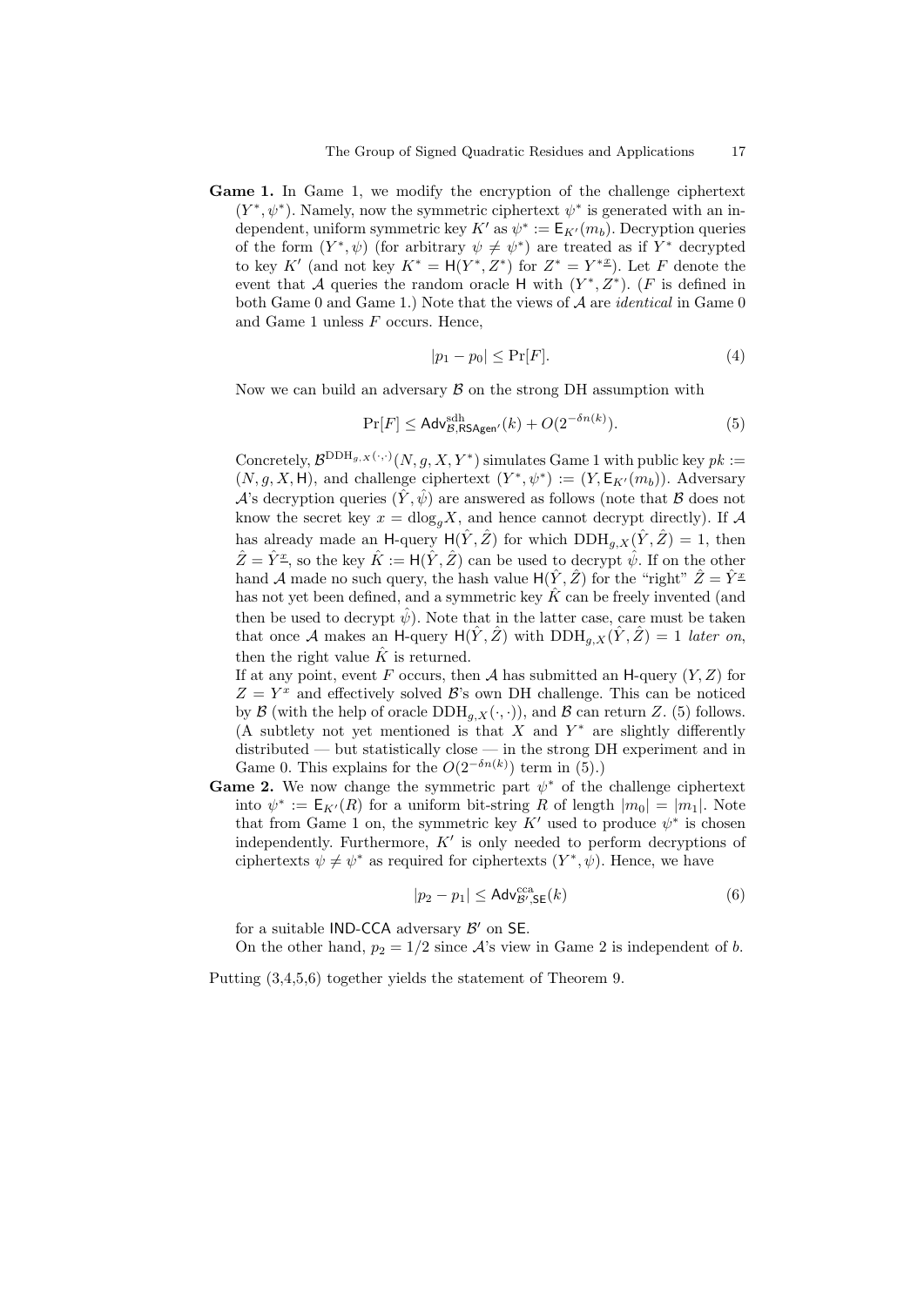**Game 1.** In Game 1, we modify the encryption of the challenge ciphertext $(Y^*, \psi^*)$. Namely, now the symmetric ciphertext $\psi^*$ is generated with an independent, uniform symmetric key $K'$ as $\psi^* := \mathsf{E}_{K'}(m_b)$. Decryption queries of the form $(Y^*, \psi)$ (for arbitrary $\psi \neq \psi^*$) are treated as if $Y^*$ decrypted to key $K'$ (and not key $K^* = \mathsf{H}(Y^*, Z^*)$ for $Z^* = Y^{*\underline{x}}$). Let $F$ denote the event that $\mathcal{A}$ queries the random oracle $\mathsf{H}$ with $(Y^*, Z^*)$. ($F$ is defined in both Game 0 and Game 1.) Note that the views of $\mathcal{A}$ are *identical* in Game 0 and Game 1 unless $F$ occurs. Hence,

$$|p_1 - p_0| \leq \Pr[F]. \tag{4}$$

Now we can build an adversary $\mathcal{B}$ on the strong DH assumption with

$$\Pr[F] \leq \mathsf{Adv}^{\mathrm{sdh}}_{\mathcal{B},\mathsf{RSAgen}'}(k) + O(2^{-\delta n(k)}). \tag{5}$$

Concretely, $\mathcal{B}^{\mathrm{DDH}_{g,X}(\cdot,\cdot)}(N, g, X, Y^*)$ simulates Game 1 with public key $pk := (N, g, X, \mathsf{H})$, and challenge ciphertext $(Y^*, \psi^*) := (Y, \mathsf{E}_{K'}(m_b))$. Adversary $\mathcal{A}$'s decryption queries $(\hat{Y}, \hat{\psi})$ are answered as follows (note that $\mathcal{B}$ does not know the secret key $x = \mathrm{dlog}_g X$, and hence cannot decrypt directly). If $\mathcal{A}$ has already made an $\mathsf{H}$-query $\mathsf{H}(\hat{Y}, \hat{Z})$ for which $\mathrm{DDH}_{g,X}(\hat{Y}, \hat{Z}) = 1$, then $\hat{Z} = \hat{Y}^{\underline{x}}$, so the key $\hat{K} := \mathsf{H}(\hat{Y}, \hat{Z})$ can be used to decrypt $\hat{\psi}$. If on the other hand $\mathcal{A}$ made no such query, the hash value $\mathsf{H}(\hat{Y}, \hat{Z})$ for the "right" $\hat{Z} = \hat{Y}^{\underline{x}}$ has not yet been defined, and a symmetric key $\hat{K}$ can be freely invented (and then be used to decrypt $\hat{\psi}$). Note that in the latter case, care must be taken that once $\mathcal{A}$ makes an $\mathsf{H}$-query $\mathsf{H}(\hat{Y}, \hat{Z})$ with $\mathrm{DDH}_{g,X}(\hat{Y}, \hat{Z}) = 1$ *later on*, then the right value $\hat{K}$ is returned.

If at any point, event $F$ occurs, then $\mathcal{A}$ has submitted an $\mathsf{H}$-query $(Y, Z)$ for $Z = Y^x$ and effectively solved $\mathcal{B}$'s own DH challenge. This can be noticed by $\mathcal{B}$ (with the help of oracle $\mathrm{DDH}_{g,X}(\cdot,\cdot)$), and $\mathcal{B}$ can return $Z$. (5) follows. (A subtlety not yet mentioned is that $X$ and $Y^*$ are slightly differently distributed — but statistically close — in the strong DH experiment and in Game 0. This explains for the $O(2^{-\delta n(k)})$ term in (5).)

**Game 2.** We now change the symmetric part $\psi^*$ of the challenge ciphertext into $\psi^* := \mathsf{E}_{K'}(R)$ for a uniform bit-string $R$ of length $|m_0| = |m_1|$. Note that from Game 1 on, the symmetric key $K'$ used to produce $\psi^*$ is chosen independently. Furthermore, $K'$ is only needed to perform decryptions of ciphertexts $\psi \neq \psi^*$ as required for ciphertexts $(Y^*, \psi)$. Hence, we have

$$|p_2 - p_1| \leq \mathsf{Adv}^{\mathrm{cca}}_{\mathcal{B}',\mathsf{SE}}(k) \tag{6}$$

for a suitable IND-CCA adversary $\mathcal{B}'$ on SE.

On the other hand, $p_2 = 1/2$ since $\mathcal{A}$'s view in Game 2 is independent of $b$.

Putting (3,4,5,6) together yields the statement of Theorem 9.